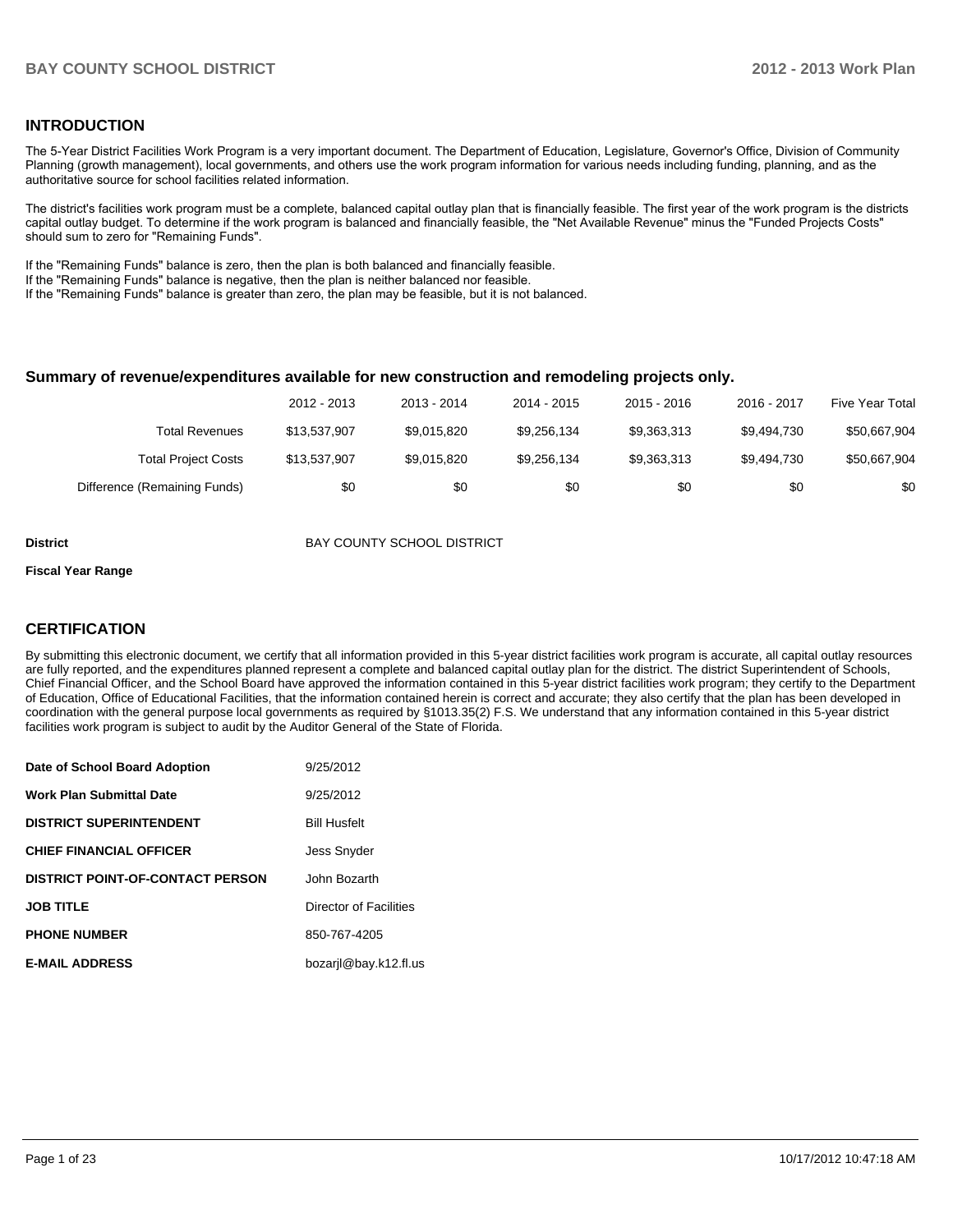## INTRODUCTION

The 5-Year District Facilities Work Program is a very important document. The Department of Education, Legislature, Governor's Office, Division of Community Planning (growth management), local governments, and others use the work program information for various needs including funding, planning, and as the authoritative source for school facilities related information.

The district's facilities work program must be a complete, balanced capital outlay plan that is financially feasible. The first year of the work program is the districts capital outlay budget. To determine if the work program is balanced and financially feasible, the "Net Available Revenue" minus the "Funded Projects Costs" should sum to zero for "Remaining Funds".

If the "Remaining Funds" balance is zero, then the plan is both balanced and financially feasible.
If the "Remaining Funds" balance is negative, then the plan is neither balanced nor feasible.
If the "Remaining Funds" balance is greater than zero, the plan may be feasible, but it is not balanced.

### Summary of revenue/expenditures available for new construction and remodeling projects only.

| | 2012 - 2013 | 2013 - 2014 | 2014 - 2015 | 2015 - 2016 | 2016 - 2017 | Five Year Total |
|---|---|---|---|---|---|---|
| Total Revenues | $13,537,907 | $9,015,820 | $9,256,134 | $9,363,313 | $9,494,730 | $50,667,904 |
| Total Project Costs | $13,537,907 | $9,015,820 | $9,256,134 | $9,363,313 | $9,494,730 | $50,667,904 |
| Difference (Remaining Funds) | $0 | $0 | $0 | $0 | $0 | $0 |

**District** BAY COUNTY SCHOOL DISTRICT

**Fiscal Year Range**

## CERTIFICATION

By submitting this electronic document, we certify that all information provided in this 5-year district facilities work program is accurate, all capital outlay resources are fully reported, and the expenditures planned represent a complete and balanced capital outlay plan for the district. The district Superintendent of Schools, Chief Financial Officer, and the School Board have approved the information contained in this 5-year district facilities work program; they certify to the Department of Education, Office of Educational Facilities, that the information contained herein is correct and accurate; they also certify that the plan has been developed in coordination with the general purpose local governments as required by §1013.35(2) F.S. We understand that any information contained in this 5-year district facilities work program is subject to audit by the Auditor General of the State of Florida.

| | |
|---|---|
| **Date of School Board Adoption** | 9/25/2012 |
| **Work Plan Submittal Date** | 9/25/2012 |
| **DISTRICT SUPERINTENDENT** | Bill Husfelt |
| **CHIEF FINANCIAL OFFICER** | Jess Snyder |
| **DISTRICT POINT-OF-CONTACT PERSON** | John Bozarth |
| **JOB TITLE** | Director of Facilities |
| **PHONE NUMBER** | 850-767-4205 |
| **E-MAIL ADDRESS** | bozarjl@bay.k12.fl.us |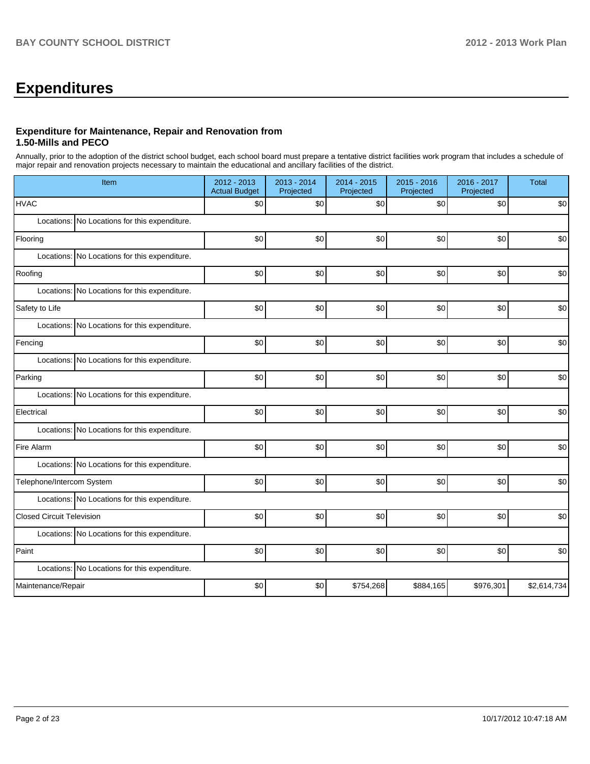# Expenditures

### Expenditure for Maintenance, Repair and Renovation from 1.50-Mills and PECO

Annually, prior to the adoption of the district school budget, each school board must prepare a tentative district facilities work program that includes a schedule of major repair and renovation projects necessary to maintain the educational and ancillary facilities of the district.

| Item | | 2012 - 2013 Actual Budget | 2013 - 2014 Projected | 2014 - 2015 Projected | 2015 - 2016 Projected | 2016 - 2017 Projected | Total |
|---|---|---|---|---|---|---|---|
| HVAC | | $0 | $0 | $0 | $0 | $0 | $0 |
| Locations: | No Locations for this expenditure. | | | | | | |
| Flooring | | $0 | $0 | $0 | $0 | $0 | $0 |
| Locations: | No Locations for this expenditure. | | | | | | |
| Roofing | | $0 | $0 | $0 | $0 | $0 | $0 |
| Locations: | No Locations for this expenditure. | | | | | | |
| Safety to Life | | $0 | $0 | $0 | $0 | $0 | $0 |
| Locations: | No Locations for this expenditure. | | | | | | |
| Fencing | | $0 | $0 | $0 | $0 | $0 | $0 |
| Locations: | No Locations for this expenditure. | | | | | | |
| Parking | | $0 | $0 | $0 | $0 | $0 | $0 |
| Locations: | No Locations for this expenditure. | | | | | | |
| Electrical | | $0 | $0 | $0 | $0 | $0 | $0 |
| Locations: | No Locations for this expenditure. | | | | | | |
| Fire Alarm | | $0 | $0 | $0 | $0 | $0 | $0 |
| Locations: | No Locations for this expenditure. | | | | | | |
| Telephone/Intercom System | | $0 | $0 | $0 | $0 | $0 | $0 |
| Locations: | No Locations for this expenditure. | | | | | | |
| Closed Circuit Television | | $0 | $0 | $0 | $0 | $0 | $0 |
| Locations: | No Locations for this expenditure. | | | | | | |
| Paint | | $0 | $0 | $0 | $0 | $0 | $0 |
| Locations: | No Locations for this expenditure. | | | | | | |
| Maintenance/Repair | | $0 | $0 | $754,268 | $884,165 | $976,301 | $2,614,734 |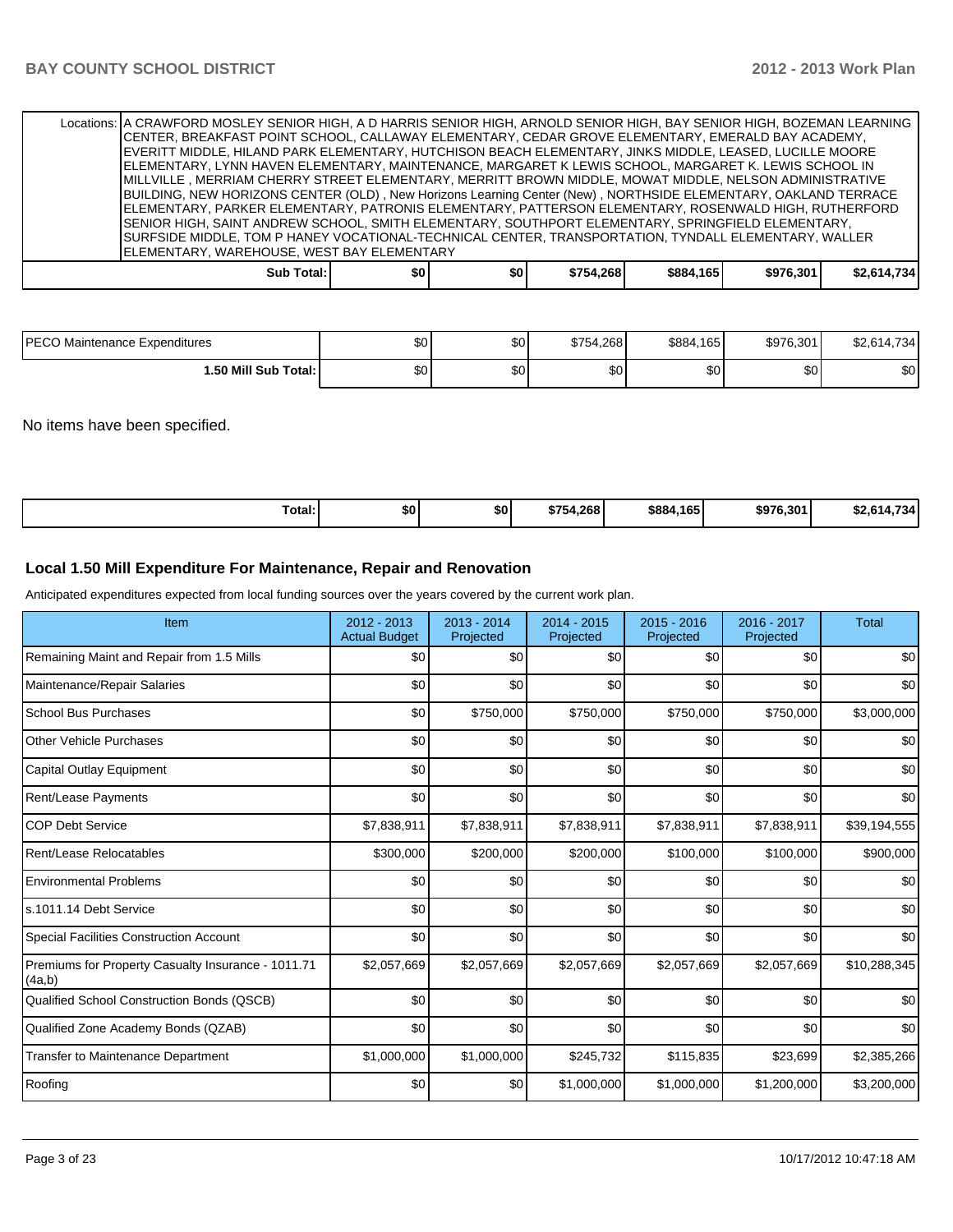| | | | | | | |
|---|---|---|---|---|---|---|
| Locations: | A CRAWFORD MOSLEY SENIOR HIGH, A D HARRIS SENIOR HIGH, ARNOLD SENIOR HIGH, BAY SENIOR HIGH, BOZEMAN LEARNING CENTER, BREAKFAST POINT SCHOOL, CALLAWAY ELEMENTARY, CEDAR GROVE ELEMENTARY, EMERALD BAY ACADEMY, EVERITT MIDDLE, HILAND PARK ELEMENTARY, HUTCHISON BEACH ELEMENTARY, JINKS MIDDLE, LEASED, LUCILLE MOORE ELEMENTARY, LYNN HAVEN ELEMENTARY, MAINTENANCE, MARGARET K LEWIS SCHOOL, MARGARET K. LEWIS SCHOOL IN MILLVILLE , MERRIAM CHERRY STREET ELEMENTARY, MERRITT BROWN MIDDLE, MOWAT MIDDLE, NELSON ADMINISTRATIVE BUILDING, NEW HORIZONS CENTER (OLD) , New Horizons Learning Center (New) , NORTHSIDE ELEMENTARY, OAKLAND TERRACE ELEMENTARY, PARKER ELEMENTARY, PATRONIS ELEMENTARY, PATTERSON ELEMENTARY, ROSENWALD HIGH, RUTHERFORD SENIOR HIGH, SAINT ANDREW SCHOOL, SMITH ELEMENTARY, SOUTHPORT ELEMENTARY, SPRINGFIELD ELEMENTARY, SURFSIDE MIDDLE, TOM P HANEY VOCATIONAL-TECHNICAL CENTER, TRANSPORTATION, TYNDALL ELEMENTARY, WALLER ELEMENTARY, WAREHOUSE, WEST BAY ELEMENTARY | | | | | |
| **Sub Total:** | **$0** | **$0** | **$754,268** | **$884,165** | **$976,301** | **$2,614,734** |

| | | | | | | |
|---|---|---|---|---|---|---|
| PECO Maintenance Expenditures | $0 | $0 | $754,268 | $884,165 | $976,301 | $2,614,734 |
| **1.50 Mill Sub Total:** | $0 | $0 | $0 | $0 | $0 | $0 |

No items have been specified.

| | | | | | | |
|---|---|---|---|---|---|---|
| **Total:** | **$0** | **$0** | **$754,268** | **$884,165** | **$976,301** | **$2,614,734** |

### Local 1.50 Mill Expenditure For Maintenance, Repair and Renovation

Anticipated expenditures expected from local funding sources over the years covered by the current work plan.

| Item | 2012 - 2013 Actual Budget | 2013 - 2014 Projected | 2014 - 2015 Projected | 2015 - 2016 Projected | 2016 - 2017 Projected | Total |
|---|---|---|---|---|---|---|
| Remaining Maint and Repair from 1.5 Mills | $0 | $0 | $0 | $0 | $0 | $0 |
| Maintenance/Repair Salaries | $0 | $0 | $0 | $0 | $0 | $0 |
| School Bus Purchases | $0 | $750,000 | $750,000 | $750,000 | $750,000 | $3,000,000 |
| Other Vehicle Purchases | $0 | $0 | $0 | $0 | $0 | $0 |
| Capital Outlay Equipment | $0 | $0 | $0 | $0 | $0 | $0 |
| Rent/Lease Payments | $0 | $0 | $0 | $0 | $0 | $0 |
| COP Debt Service | $7,838,911 | $7,838,911 | $7,838,911 | $7,838,911 | $7,838,911 | $39,194,555 |
| Rent/Lease Relocatables | $300,000 | $200,000 | $200,000 | $100,000 | $100,000 | $900,000 |
| Environmental Problems | $0 | $0 | $0 | $0 | $0 | $0 |
| s.1011.14 Debt Service | $0 | $0 | $0 | $0 | $0 | $0 |
| Special Facilities Construction Account | $0 | $0 | $0 | $0 | $0 | $0 |
| Premiums for Property Casualty Insurance - 1011.71 (4a,b) | $2,057,669 | $2,057,669 | $2,057,669 | $2,057,669 | $2,057,669 | $10,288,345 |
| Qualified School Construction Bonds (QSCB) | $0 | $0 | $0 | $0 | $0 | $0 |
| Qualified Zone Academy Bonds (QZAB) | $0 | $0 | $0 | $0 | $0 | $0 |
| Transfer to Maintenance Department | $1,000,000 | $1,000,000 | $245,732 | $115,835 | $23,699 | $2,385,266 |
| Roofing | $0 | $0 | $1,000,000 | $1,000,000 | $1,200,000 | $3,200,000 |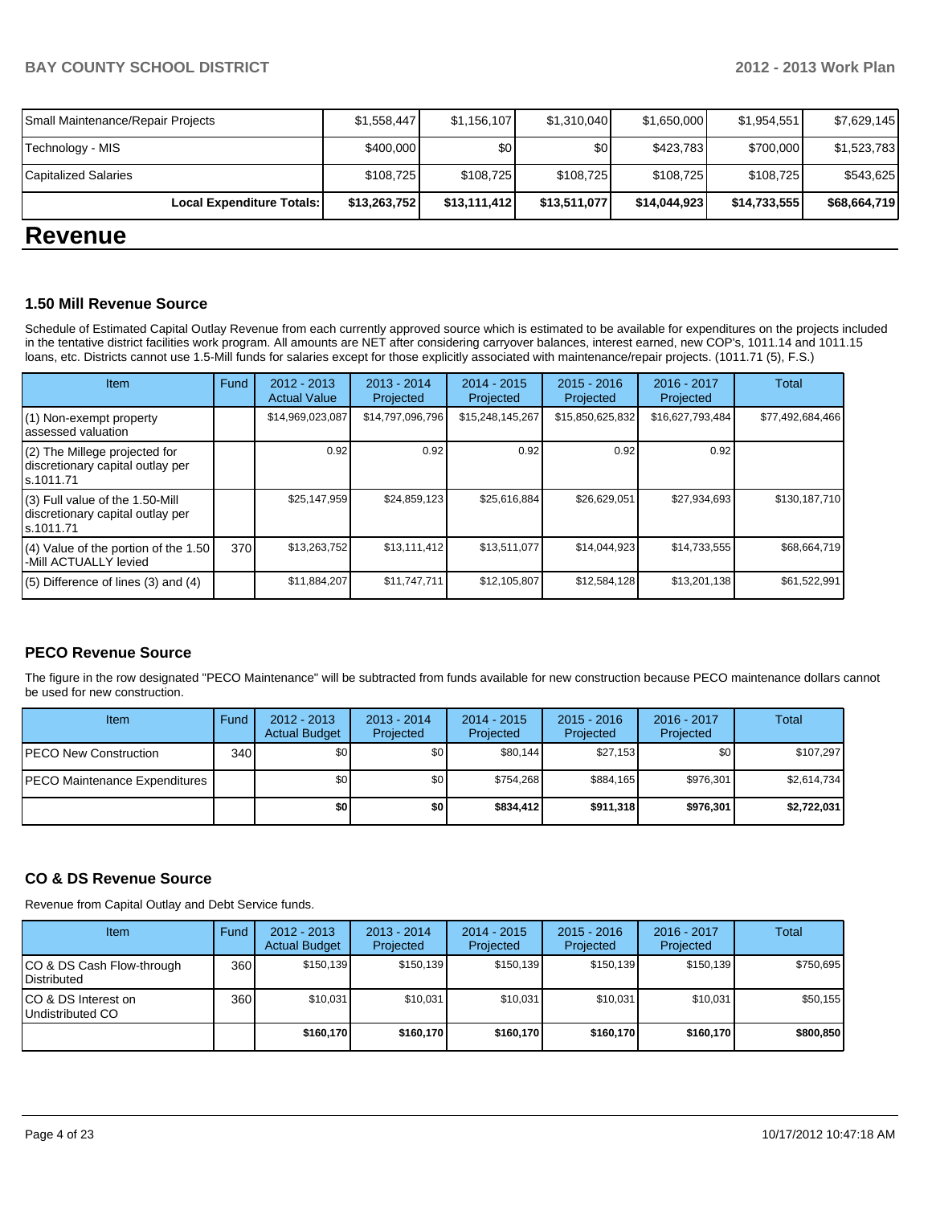| Small Maintenance/Repair Projects | $1,558,447 | $1,156,107 | $1,310,040 | $1,650,000 | $1,954,551 | $7,629,145 |
|---|---|---|---|---|---|---|
| Technology - MIS | $400,000 | $0 | $0 | $423,783 | $700,000 | $1,523,783 |
| Capitalized Salaries | $108,725 | $108,725 | $108,725 | $108,725 | $108,725 | $543,625 |
| **Local Expenditure Totals:** | **$13,263,752** | **$13,111,412** | **$13,511,077** | **$14,044,923** | **$14,733,555** | **$68,664,719** |

# Revenue

### 1.50 Mill Revenue Source

Schedule of Estimated Capital Outlay Revenue from each currently approved source which is estimated to be available for expenditures on the projects included in the tentative district facilities work program. All amounts are NET after considering carryover balances, interest earned, new COP's, 1011.14 and 1011.15 loans, etc. Districts cannot use 1.5-Mill funds for salaries except for those explicitly associated with maintenance/repair projects. (1011.71 (5), F.S.)

| Item | Fund | 2012 - 2013 Actual Value | 2013 - 2014 Projected | 2014 - 2015 Projected | 2015 - 2016 Projected | 2016 - 2017 Projected | Total |
|---|---|---|---|---|---|---|---|
| (1) Non-exempt property assessed valuation | | $14,969,023,087 | $14,797,096,796 | $15,248,145,267 | $15,850,625,832 | $16,627,793,484 | $77,492,684,466 |
| (2) The Millege projected for discretionary capital outlay per s.1011.71 | | 0.92 | 0.92 | 0.92 | 0.92 | 0.92 | |
| (3) Full value of the 1.50-Mill discretionary capital outlay per s.1011.71 | | $25,147,959 | $24,859,123 | $25,616,884 | $26,629,051 | $27,934,693 | $130,187,710 |
| (4) Value of the portion of the 1.50 -Mill ACTUALLY levied | 370 | $13,263,752 | $13,111,412 | $13,511,077 | $14,044,923 | $14,733,555 | $68,664,719 |
| (5) Difference of lines (3) and (4) | | $11,884,207 | $11,747,711 | $12,105,807 | $12,584,128 | $13,201,138 | $61,522,991 |

### PECO Revenue Source

The figure in the row designated "PECO Maintenance" will be subtracted from funds available for new construction because PECO maintenance dollars cannot be used for new construction.

| Item | Fund | 2012 - 2013 Actual Budget | 2013 - 2014 Projected | 2014 - 2015 Projected | 2015 - 2016 Projected | 2016 - 2017 Projected | Total |
|---|---|---|---|---|---|---|---|
| PECO New Construction | 340 | $0 | $0 | $80,144 | $27,153 | $0 | $107,297 |
| PECO Maintenance Expenditures | | $0 | $0 | $754,268 | $884,165 | $976,301 | $2,614,734 |
| | | **$0** | **$0** | **$834,412** | **$911,318** | **$976,301** | **$2,722,031** |

### CO & DS Revenue Source

Revenue from Capital Outlay and Debt Service funds.

| Item | Fund | 2012 - 2013 Actual Budget | 2013 - 2014 Projected | 2014 - 2015 Projected | 2015 - 2016 Projected | 2016 - 2017 Projected | Total |
|---|---|---|---|---|---|---|---|
| CO & DS Cash Flow-through Distributed | 360 | $150,139 | $150,139 | $150,139 | $150,139 | $150,139 | $750,695 |
| CO & DS Interest on Undistributed CO | 360 | $10,031 | $10,031 | $10,031 | $10,031 | $10,031 | $50,155 |
| | | **$160,170** | **$160,170** | **$160,170** | **$160,170** | **$160,170** | **$800,850** |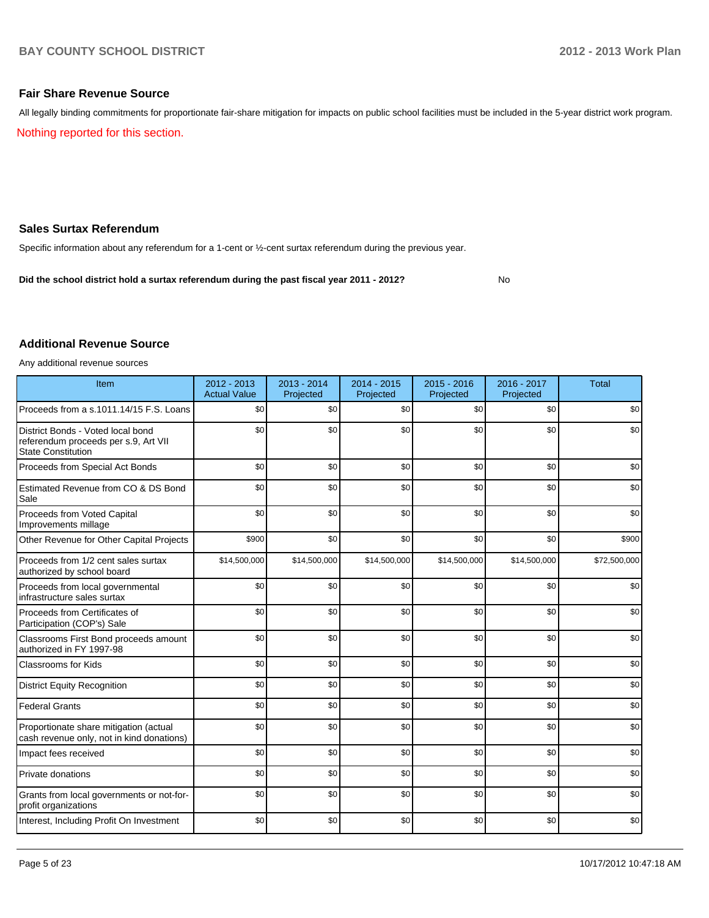## Fair Share Revenue Source

All legally binding commitments for proportionate fair-share mitigation for impacts on public school facilities must be included in the 5-year district work program.

Nothing reported for this section.

## Sales Surtax Referendum

Specific information about any referendum for a 1-cent or ½-cent surtax referendum during the previous year.

**Did the school district hold a surtax referendum during the past fiscal year 2011 - 2012?** No

## Additional Revenue Source

Any additional revenue sources

| Item | 2012 - 2013 Actual Value | 2013 - 2014 Projected | 2014 - 2015 Projected | 2015 - 2016 Projected | 2016 - 2017 Projected | Total |
|---|---|---|---|---|---|---|
| Proceeds from a s.1011.14/15 F.S. Loans | $0 | $0 | $0 | $0 | $0 | $0 |
| District Bonds - Voted local bond referendum proceeds per s.9, Art VII State Constitution | $0 | $0 | $0 | $0 | $0 | $0 |
| Proceeds from Special Act Bonds | $0 | $0 | $0 | $0 | $0 | $0 |
| Estimated Revenue from CO & DS Bond Sale | $0 | $0 | $0 | $0 | $0 | $0 |
| Proceeds from Voted Capital Improvements millage | $0 | $0 | $0 | $0 | $0 | $0 |
| Other Revenue for Other Capital Projects | $900 | $0 | $0 | $0 | $0 | $900 |
| Proceeds from 1/2 cent sales surtax authorized by school board | $14,500,000 | $14,500,000 | $14,500,000 | $14,500,000 | $14,500,000 | $72,500,000 |
| Proceeds from local governmental infrastructure sales surtax | $0 | $0 | $0 | $0 | $0 | $0 |
| Proceeds from Certificates of Participation (COP's) Sale | $0 | $0 | $0 | $0 | $0 | $0 |
| Classrooms First Bond proceeds amount authorized in FY 1997-98 | $0 | $0 | $0 | $0 | $0 | $0 |
| Classrooms for Kids | $0 | $0 | $0 | $0 | $0 | $0 |
| District Equity Recognition | $0 | $0 | $0 | $0 | $0 | $0 |
| Federal Grants | $0 | $0 | $0 | $0 | $0 | $0 |
| Proportionate share mitigation (actual cash revenue only, not in kind donations) | $0 | $0 | $0 | $0 | $0 | $0 |
| Impact fees received | $0 | $0 | $0 | $0 | $0 | $0 |
| Private donations | $0 | $0 | $0 | $0 | $0 | $0 |
| Grants from local governments or not-for-profit organizations | $0 | $0 | $0 | $0 | $0 | $0 |
| Interest, Including Profit On Investment | $0 | $0 | $0 | $0 | $0 | $0 |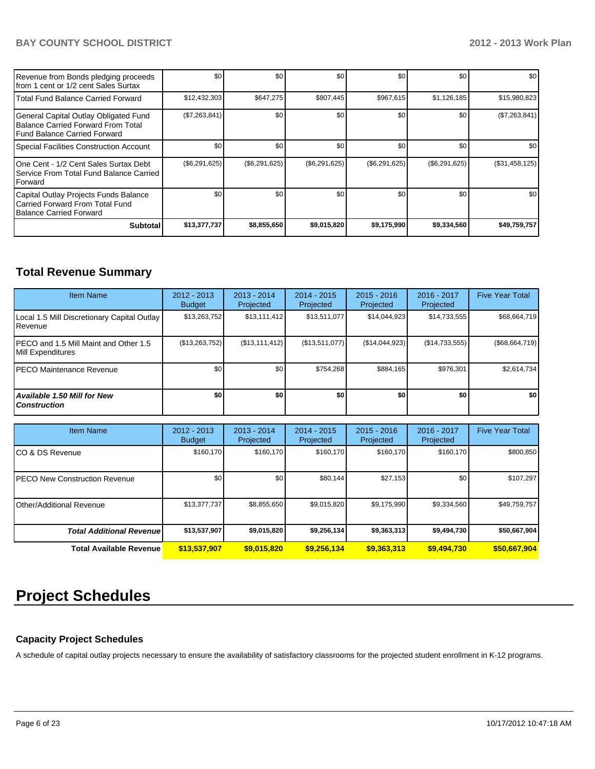| | | | | | | |
|---|---|---|---|---|---|---|
| Revenue from Bonds pledging proceeds from 1 cent or 1/2 cent Sales Surtax | $0 | $0 | $0 | $0 | $0 | $0 |
| Total Fund Balance Carried Forward | $12,432,303 | $647,275 | $807,445 | $967,615 | $1,126,185 | $15,980,823 |
| General Capital Outlay Obligated Fund Balance Carried Forward From Total Fund Balance Carried Forward | ($7,263,841) | $0 | $0 | $0 | $0 | ($7,263,841) |
| Special Facilities Construction Account | $0 | $0 | $0 | $0 | $0 | $0 |
| One Cent - 1/2 Cent Sales Surtax Debt Service From Total Fund Balance Carried Forward | ($6,291,625) | ($6,291,625) | ($6,291,625) | ($6,291,625) | ($6,291,625) | ($31,458,125) |
| Capital Outlay Projects Funds Balance Carried Forward From Total Fund Balance Carried Forward | $0 | $0 | $0 | $0 | $0 | $0 |
| **Subtotal** | **$13,377,737** | **$8,855,650** | **$9,015,820** | **$9,175,990** | **$9,334,560** | **$49,759,757** |

## Total Revenue Summary

| Item Name | 2012 - 2013 Budget | 2013 - 2014 Projected | 2014 - 2015 Projected | 2015 - 2016 Projected | 2016 - 2017 Projected | Five Year Total |
|---|---|---|---|---|---|---|
| Local 1.5 Mill Discretionary Capital Outlay Revenue | $13,263,752 | $13,111,412 | $13,511,077 | $14,044,923 | $14,733,555 | $68,664,719 |
| PECO and 1.5 Mill Maint and Other 1.5 Mill Expenditures | ($13,263,752) | ($13,111,412) | ($13,511,077) | ($14,044,923) | ($14,733,555) | ($68,664,719) |
| PECO Maintenance Revenue | $0 | $0 | $754,268 | $884,165 | $976,301 | $2,614,734 |
| ***Available 1.50 Mill for New Construction*** | **$0** | **$0** | **$0** | **$0** | **$0** | **$0** |

| Item Name | 2012 - 2013 Budget | 2013 - 2014 Projected | 2014 - 2015 Projected | 2015 - 2016 Projected | 2016 - 2017 Projected | Five Year Total |
|---|---|---|---|---|---|---|
| CO & DS Revenue | $160,170 | $160,170 | $160,170 | $160,170 | $160,170 | $800,850 |
| PECO New Construction Revenue | $0 | $0 | $80,144 | $27,153 | $0 | $107,297 |
| Other/Additional Revenue | $13,377,737 | $8,855,650 | $9,015,820 | $9,175,990 | $9,334,560 | $49,759,757 |
| ***Total Additional Revenue*** | **$13,537,907** | **$9,015,820** | **$9,256,134** | **$9,363,313** | **$9,494,730** | **$50,667,904** |
| **Total Available Revenue** | **$13,537,907** | **$9,015,820** | **$9,256,134** | **$9,363,313** | **$9,494,730** | **$50,667,904** |

# Project Schedules

### Capacity Project Schedules

A schedule of capital outlay projects necessary to ensure the availability of satisfactory classrooms for the projected student enrollment in K-12 programs.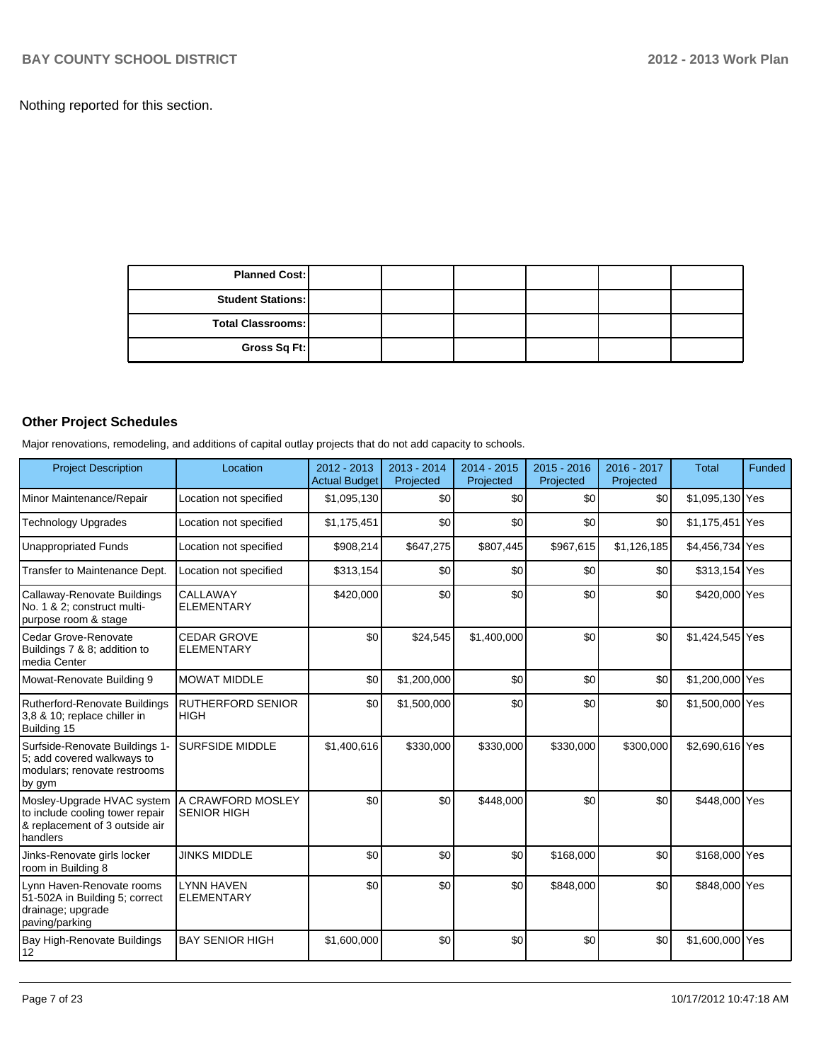Nothing reported for this section.

| Planned Cost: | | | | | |
|---|---|---|---|---|---|
| Student Stations: | | | | | |
| Total Classrooms: | | | | | |
| Gross Sq Ft: | | | | | |

### Other Project Schedules

Major renovations, remodeling, and additions of capital outlay projects that do not add capacity to schools.

| Project Description | Location | 2012 - 2013 Actual Budget | 2013 - 2014 Projected | 2014 - 2015 Projected | 2015 - 2016 Projected | 2016 - 2017 Projected | Total | Funded |
|---|---|---|---|---|---|---|---|---|
| Minor Maintenance/Repair | Location not specified | $1,095,130 | $0 | $0 | $0 | $0 | $1,095,130 | Yes |
| Technology Upgrades | Location not specified | $1,175,451 | $0 | $0 | $0 | $0 | $1,175,451 | Yes |
| Unappropriated Funds | Location not specified | $908,214 | $647,275 | $807,445 | $967,615 | $1,126,185 | $4,456,734 | Yes |
| Transfer to Maintenance Dept. | Location not specified | $313,154 | $0 | $0 | $0 | $0 | $313,154 | Yes |
| Callaway-Renovate Buildings No. 1 & 2; construct multi-purpose room & stage | CALLAWAY ELEMENTARY | $420,000 | $0 | $0 | $0 | $0 | $420,000 | Yes |
| Cedar Grove-Renovate Buildings 7 & 8; addition to media Center | CEDAR GROVE ELEMENTARY | $0 | $24,545 | $1,400,000 | $0 | $0 | $1,424,545 | Yes |
| Mowat-Renovate Building 9 | MOWAT MIDDLE | $0 | $1,200,000 | $0 | $0 | $0 | $1,200,000 | Yes |
| Rutherford-Renovate Buildings 3,8 & 10; replace chiller in Building 15 | RUTHERFORD SENIOR HIGH | $0 | $1,500,000 | $0 | $0 | $0 | $1,500,000 | Yes |
| Surfside-Renovate Buildings 1-5; add covered walkways to modulars; renovate restrooms by gym | SURFSIDE MIDDLE | $1,400,616 | $330,000 | $330,000 | $330,000 | $300,000 | $2,690,616 | Yes |
| Mosley-Upgrade HVAC system to include cooling tower repair & replacement of 3 outside air handlers | A CRAWFORD MOSLEY SENIOR HIGH | $0 | $0 | $448,000 | $0 | $0 | $448,000 | Yes |
| Jinks-Renovate girls locker room in Building 8 | JINKS MIDDLE | $0 | $0 | $0 | $168,000 | $0 | $168,000 | Yes |
| Lynn Haven-Renovate rooms 51-502A in Building 5; correct drainage; upgrade paving/parking | LYNN HAVEN ELEMENTARY | $0 | $0 | $0 | $848,000 | $0 | $848,000 | Yes |
| Bay High-Renovate Buildings 12 | BAY SENIOR HIGH | $1,600,000 | $0 | $0 | $0 | $0 | $1,600,000 | Yes |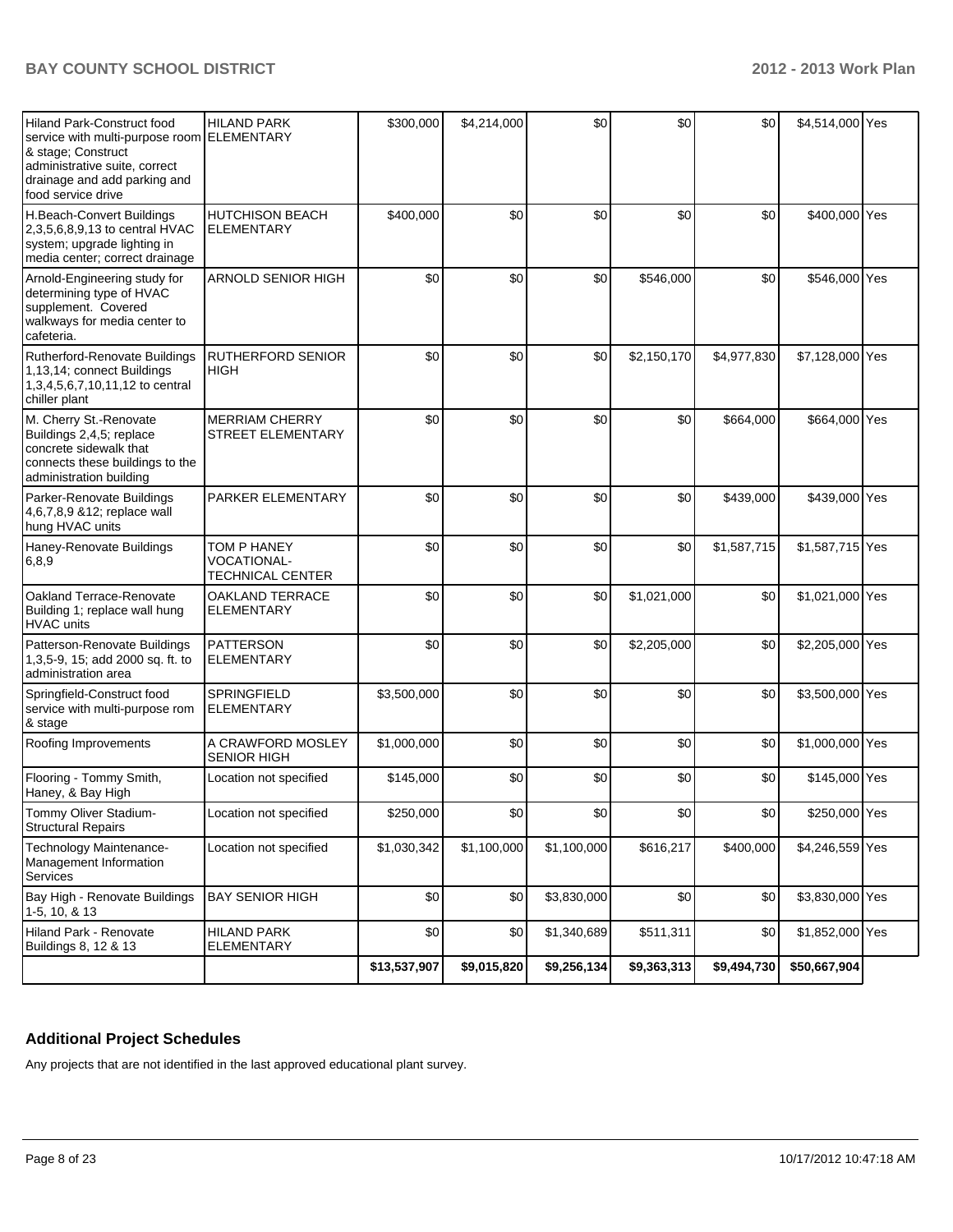| | | | | | | | | |
|---|---|---|---|---|---|---|---|---|
| Hiland Park-Construct food service with multi-purpose room & stage; Construct administrative suite, correct drainage and add parking and food service drive | HILAND PARK ELEMENTARY | $300,000 | $4,214,000 | $0 | $0 | $0 | $4,514,000 | Yes |
| H.Beach-Convert Buildings 2,3,5,6,8,9,13 to central HVAC system; upgrade lighting in media center; correct drainage | HUTCHISON BEACH ELEMENTARY | $400,000 | $0 | $0 | $0 | $0 | $400,000 | Yes |
| Arnold-Engineering study for determining type of HVAC supplement. Covered walkways for media center to cafeteria. | ARNOLD SENIOR HIGH | $0 | $0 | $0 | $546,000 | $0 | $546,000 | Yes |
| Rutherford-Renovate Buildings 1,13,14; connect Buildings 1,3,4,5,6,7,10,11,12 to central chiller plant | RUTHERFORD SENIOR HIGH | $0 | $0 | $0 | $2,150,170 | $4,977,830 | $7,128,000 | Yes |
| M. Cherry St.-Renovate Buildings 2,4,5; replace concrete sidewalk that connects these buildings to the administration building | MERRIAM CHERRY STREET ELEMENTARY | $0 | $0 | $0 | $0 | $664,000 | $664,000 | Yes |
| Parker-Renovate Buildings 4,6,7,8,9 &12; replace wall hung HVAC units | PARKER ELEMENTARY | $0 | $0 | $0 | $0 | $439,000 | $439,000 | Yes |
| Haney-Renovate Buildings 6,8,9 | TOM P HANEY VOCATIONAL-TECHNICAL CENTER | $0 | $0 | $0 | $0 | $1,587,715 | $1,587,715 | Yes |
| Oakland Terrace-Renovate Building 1; replace wall hung HVAC units | OAKLAND TERRACE ELEMENTARY | $0 | $0 | $0 | $1,021,000 | $0 | $1,021,000 | Yes |
| Patterson-Renovate Buildings 1,3,5-9, 15; add 2000 sq. ft. to administration area | PATTERSON ELEMENTARY | $0 | $0 | $0 | $2,205,000 | $0 | $2,205,000 | Yes |
| Springfield-Construct food service with multi-purpose rom & stage | SPRINGFIELD ELEMENTARY | $3,500,000 | $0 | $0 | $0 | $0 | $3,500,000 | Yes |
| Roofing Improvements | A CRAWFORD MOSLEY SENIOR HIGH | $1,000,000 | $0 | $0 | $0 | $0 | $1,000,000 | Yes |
| Flooring - Tommy Smith, Haney, & Bay High | Location not specified | $145,000 | $0 | $0 | $0 | $0 | $145,000 | Yes |
| Tommy Oliver Stadium-Structural Repairs | Location not specified | $250,000 | $0 | $0 | $0 | $0 | $250,000 | Yes |
| Technology Maintenance-Management Information Services | Location not specified | $1,030,342 | $1,100,000 | $1,100,000 | $616,217 | $400,000 | $4,246,559 | Yes |
| Bay High - Renovate Buildings 1-5, 10, & 13 | BAY SENIOR HIGH | $0 | $0 | $3,830,000 | $0 | $0 | $3,830,000 | Yes |
| Hiland Park - Renovate Buildings 8, 12 & 13 | HILAND PARK ELEMENTARY | $0 | $0 | $1,340,689 | $511,311 | $0 | $1,852,000 | Yes |
| | | $13,537,907 | $9,015,820 | $9,256,134 | $9,363,313 | $9,494,730 | $50,667,904 | |

## Additional Project Schedules

Any projects that are not identified in the last approved educational plant survey.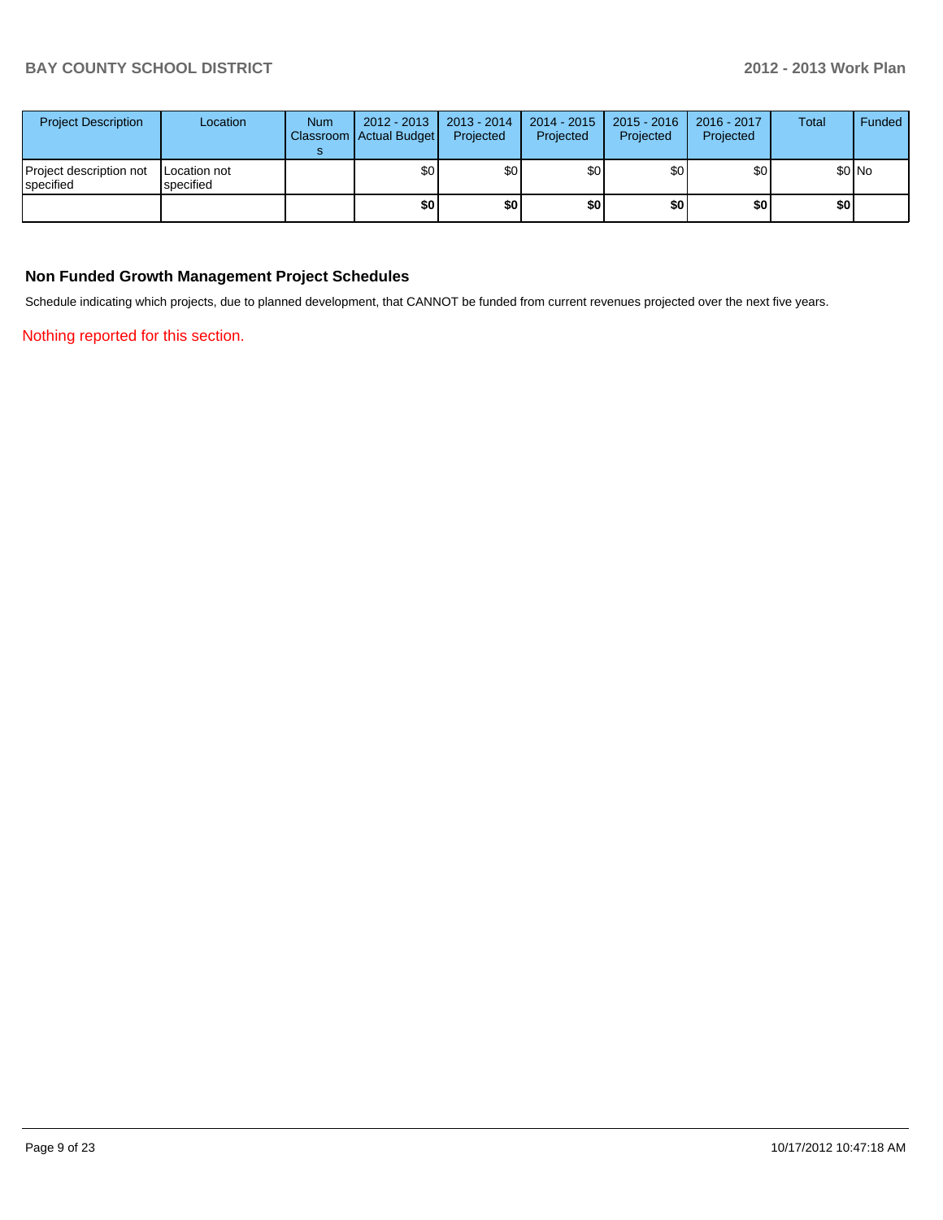| Project Description | Location | Num Classrooms | 2012 - 2013 Actual Budget | 2013 - 2014 Projected | 2014 - 2015 Projected | 2015 - 2016 Projected | 2016 - 2017 Projected | Total | Funded |
|---|---|---|---|---|---|---|---|---|---|
| Project description not specified | Location not specified | | $0 | $0 | $0 | $0 | $0 | $0 | No |
| | | | **$0** | **$0** | **$0** | **$0** | **$0** | **$0** | |

### Non Funded Growth Management Project Schedules

Schedule indicating which projects, due to planned development, that CANNOT be funded from current revenues projected over the next five years.

Nothing reported for this section.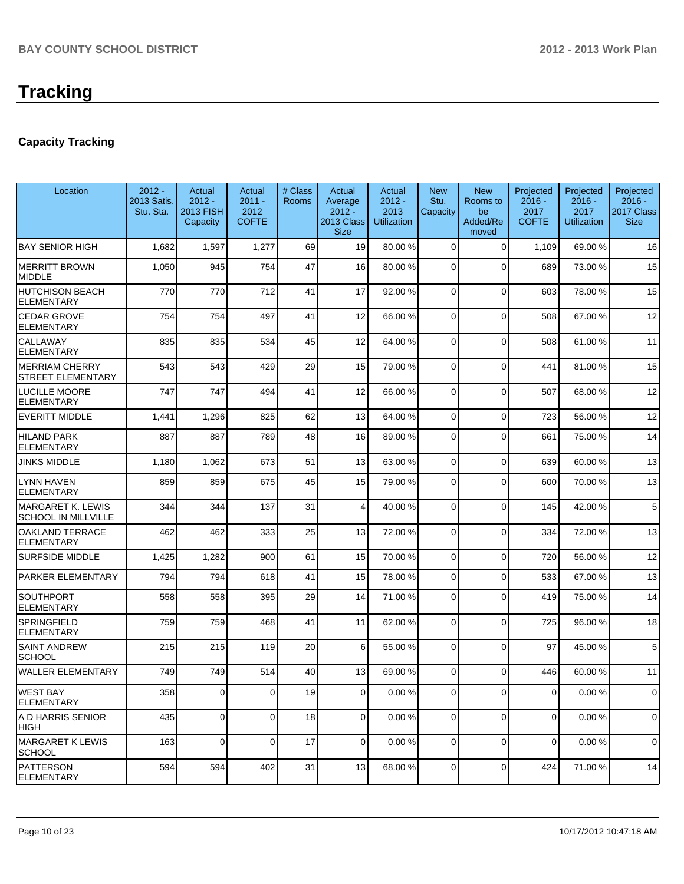# Tracking

## Capacity Tracking

| Location | 2012 - 2013 Satis. Stu. Sta. | Actual 2012 - 2013 FISH Capacity | Actual 2011 - 2012 COFTE | # Class Rooms | Actual Average 2012 - 2013 Class Size | Actual 2012 - 2013 Utilization | New Stu. Capacity | New Rooms to be Added/Removed | Projected 2016 - 2017 COFTE | Projected 2016 - 2017 Utilization | Projected 2016 - 2017 Class Size |
|---|---|---|---|---|---|---|---|---|---|---|---|
| BAY SENIOR HIGH | 1,682 | 1,597 | 1,277 | 69 | 19 | 80.00 % | 0 | 0 | 1,109 | 69.00 % | 16 |
| MERRITT BROWN MIDDLE | 1,050 | 945 | 754 | 47 | 16 | 80.00 % | 0 | 0 | 689 | 73.00 % | 15 |
| HUTCHISON BEACH ELEMENTARY | 770 | 770 | 712 | 41 | 17 | 92.00 % | 0 | 0 | 603 | 78.00 % | 15 |
| CEDAR GROVE ELEMENTARY | 754 | 754 | 497 | 41 | 12 | 66.00 % | 0 | 0 | 508 | 67.00 % | 12 |
| CALLAWAY ELEMENTARY | 835 | 835 | 534 | 45 | 12 | 64.00 % | 0 | 0 | 508 | 61.00 % | 11 |
| MERRIAM CHERRY STREET ELEMENTARY | 543 | 543 | 429 | 29 | 15 | 79.00 % | 0 | 0 | 441 | 81.00 % | 15 |
| LUCILLE MOORE ELEMENTARY | 747 | 747 | 494 | 41 | 12 | 66.00 % | 0 | 0 | 507 | 68.00 % | 12 |
| EVERITT MIDDLE | 1,441 | 1,296 | 825 | 62 | 13 | 64.00 % | 0 | 0 | 723 | 56.00 % | 12 |
| HILAND PARK ELEMENTARY | 887 | 887 | 789 | 48 | 16 | 89.00 % | 0 | 0 | 661 | 75.00 % | 14 |
| JINKS MIDDLE | 1,180 | 1,062 | 673 | 51 | 13 | 63.00 % | 0 | 0 | 639 | 60.00 % | 13 |
| LYNN HAVEN ELEMENTARY | 859 | 859 | 675 | 45 | 15 | 79.00 % | 0 | 0 | 600 | 70.00 % | 13 |
| MARGARET K. LEWIS SCHOOL IN MILLVILLE | 344 | 344 | 137 | 31 | 4 | 40.00 % | 0 | 0 | 145 | 42.00 % | 5 |
| OAKLAND TERRACE ELEMENTARY | 462 | 462 | 333 | 25 | 13 | 72.00 % | 0 | 0 | 334 | 72.00 % | 13 |
| SURFSIDE MIDDLE | 1,425 | 1,282 | 900 | 61 | 15 | 70.00 % | 0 | 0 | 720 | 56.00 % | 12 |
| PARKER ELEMENTARY | 794 | 794 | 618 | 41 | 15 | 78.00 % | 0 | 0 | 533 | 67.00 % | 13 |
| SOUTHPORT ELEMENTARY | 558 | 558 | 395 | 29 | 14 | 71.00 % | 0 | 0 | 419 | 75.00 % | 14 |
| SPRINGFIELD ELEMENTARY | 759 | 759 | 468 | 41 | 11 | 62.00 % | 0 | 0 | 725 | 96.00 % | 18 |
| SAINT ANDREW SCHOOL | 215 | 215 | 119 | 20 | 6 | 55.00 % | 0 | 0 | 97 | 45.00 % | 5 |
| WALLER ELEMENTARY | 749 | 749 | 514 | 40 | 13 | 69.00 % | 0 | 0 | 446 | 60.00 % | 11 |
| WEST BAY ELEMENTARY | 358 | 0 | 0 | 19 | 0 | 0.00 % | 0 | 0 | 0 | 0.00 % | 0 |
| A D HARRIS SENIOR HIGH | 435 | 0 | 0 | 18 | 0 | 0.00 % | 0 | 0 | 0 | 0.00 % | 0 |
| MARGARET K LEWIS SCHOOL | 163 | 0 | 0 | 17 | 0 | 0.00 % | 0 | 0 | 0 | 0.00 % | 0 |
| PATTERSON ELEMENTARY | 594 | 594 | 402 | 31 | 13 | 68.00 % | 0 | 0 | 424 | 71.00 % | 14 |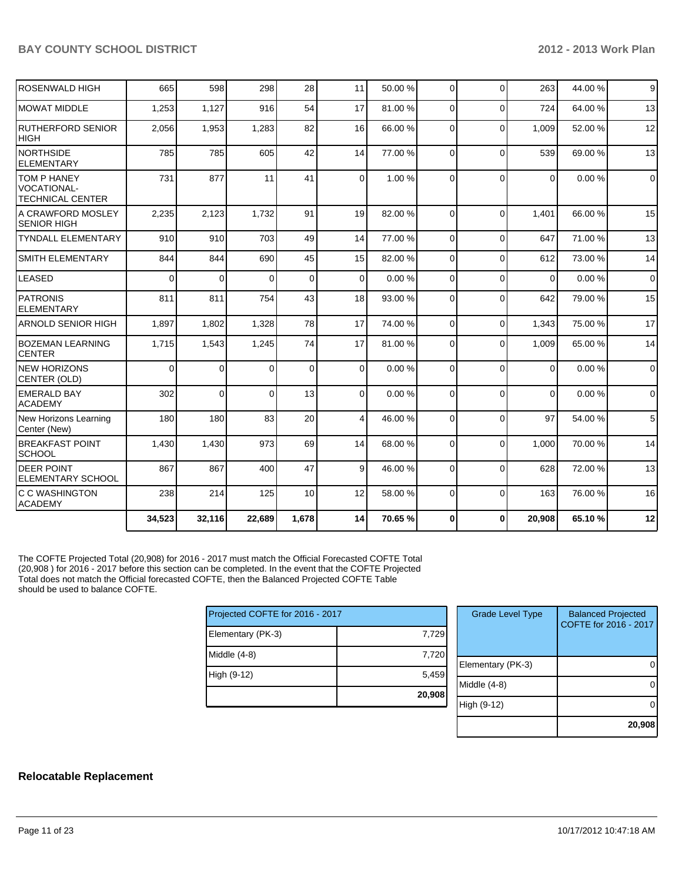| | | | | | | | | | | | |
|---|---|---|---|---|---|---|---|---|---|---|---|
| ROSENWALD HIGH | 665 | 598 | 298 | 28 | 11 | 50.00 % | 0 | 0 | 263 | 44.00 % | 9 |
| MOWAT MIDDLE | 1,253 | 1,127 | 916 | 54 | 17 | 81.00 % | 0 | 0 | 724 | 64.00 % | 13 |
| RUTHERFORD SENIOR HIGH | 2,056 | 1,953 | 1,283 | 82 | 16 | 66.00 % | 0 | 0 | 1,009 | 52.00 % | 12 |
| NORTHSIDE ELEMENTARY | 785 | 785 | 605 | 42 | 14 | 77.00 % | 0 | 0 | 539 | 69.00 % | 13 |
| TOM P HANEY VOCATIONAL-TECHNICAL CENTER | 731 | 877 | 11 | 41 | 0 | 1.00 % | 0 | 0 | 0 | 0.00 % | 0 |
| A CRAWFORD MOSLEY SENIOR HIGH | 2,235 | 2,123 | 1,732 | 91 | 19 | 82.00 % | 0 | 0 | 1,401 | 66.00 % | 15 |
| TYNDALL ELEMENTARY | 910 | 910 | 703 | 49 | 14 | 77.00 % | 0 | 0 | 647 | 71.00 % | 13 |
| SMITH ELEMENTARY | 844 | 844 | 690 | 45 | 15 | 82.00 % | 0 | 0 | 612 | 73.00 % | 14 |
| LEASED | 0 | 0 | 0 | 0 | 0 | 0.00 % | 0 | 0 | 0 | 0.00 % | 0 |
| PATRONIS ELEMENTARY | 811 | 811 | 754 | 43 | 18 | 93.00 % | 0 | 0 | 642 | 79.00 % | 15 |
| ARNOLD SENIOR HIGH | 1,897 | 1,802 | 1,328 | 78 | 17 | 74.00 % | 0 | 0 | 1,343 | 75.00 % | 17 |
| BOZEMAN LEARNING CENTER | 1,715 | 1,543 | 1,245 | 74 | 17 | 81.00 % | 0 | 0 | 1,009 | 65.00 % | 14 |
| NEW HORIZONS CENTER (OLD) | 0 | 0 | 0 | 0 | 0 | 0.00 % | 0 | 0 | 0 | 0.00 % | 0 |
| EMERALD BAY ACADEMY | 302 | 0 | 0 | 13 | 0 | 0.00 % | 0 | 0 | 0 | 0.00 % | 0 |
| New Horizons Learning Center (New) | 180 | 180 | 83 | 20 | 4 | 46.00 % | 0 | 0 | 97 | 54.00 % | 5 |
| BREAKFAST POINT SCHOOL | 1,430 | 1,430 | 973 | 69 | 14 | 68.00 % | 0 | 0 | 1,000 | 70.00 % | 14 |
| DEER POINT ELEMENTARY SCHOOL | 867 | 867 | 400 | 47 | 9 | 46.00 % | 0 | 0 | 628 | 72.00 % | 13 |
| C C WASHINGTON ACADEMY | 238 | 214 | 125 | 10 | 12 | 58.00 % | 0 | 0 | 163 | 76.00 % | 16 |
| | **34,523** | **32,116** | **22,689** | **1,678** | **14** | **70.65 %** | **0** | **0** | **20,908** | **65.10 %** | **12** |

The COFTE Projected Total (20,908) for 2016 - 2017 must match the Official Forecasted COFTE Total (20,908 ) for 2016 - 2017 before this section can be completed. In the event that the COFTE Projected Total does not match the Official forecasted COFTE, then the Balanced Projected COFTE Table should be used to balance COFTE.

| Projected COFTE for 2016 - 2017 | |
|---|---|
| Elementary (PK-3) | 7,729 |
| Middle (4-8) | 7,720 |
| High (9-12) | 5,459 |
| | **20,908** |

| Grade Level Type | Balanced Projected COFTE for 2016 - 2017 |
|---|---|
| Elementary (PK-3) | 0 |
| Middle (4-8) | 0 |
| High (9-12) | 0 |
| | **20,908** |

## Relocatable Replacement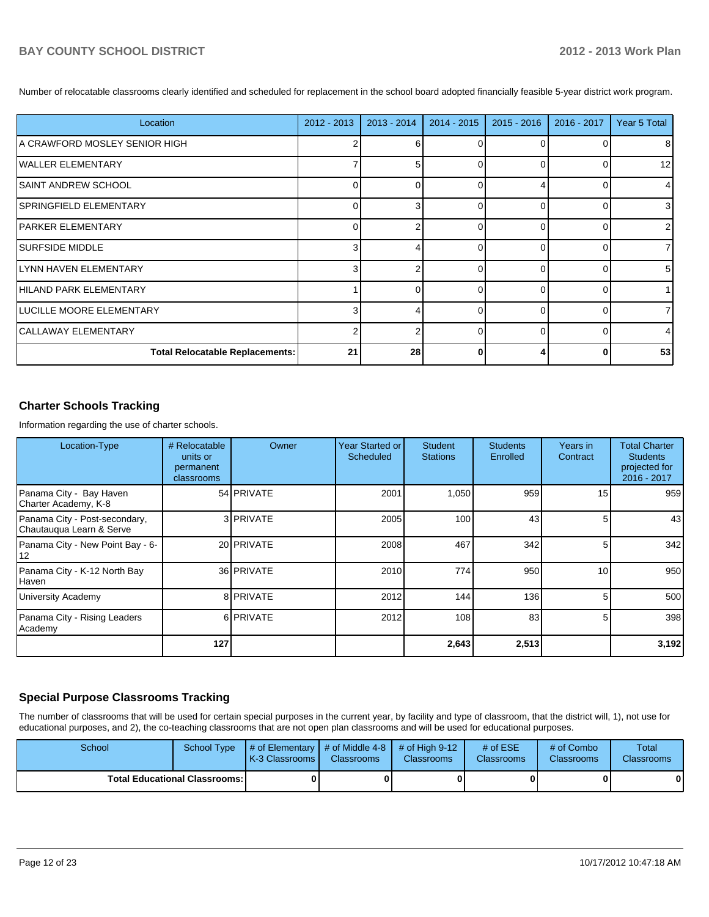Number of relocatable classrooms clearly identified and scheduled for replacement in the school board adopted financially feasible 5-year district work program.

| Location | 2012 - 2013 | 2013 - 2014 | 2014 - 2015 | 2015 - 2016 | 2016 - 2017 | Year 5 Total |
|---|---|---|---|---|---|---|
| A CRAWFORD MOSLEY SENIOR HIGH | 2 | 6 | 0 | 0 | 0 | 8 |
| WALLER ELEMENTARY | 7 | 5 | 0 | 0 | 0 | 12 |
| SAINT ANDREW SCHOOL | 0 | 0 | 0 | 4 | 0 | 4 |
| SPRINGFIELD ELEMENTARY | 0 | 3 | 0 | 0 | 0 | 3 |
| PARKER ELEMENTARY | 0 | 2 | 0 | 0 | 0 | 2 |
| SURFSIDE MIDDLE | 3 | 4 | 0 | 0 | 0 | 7 |
| LYNN HAVEN ELEMENTARY | 3 | 2 | 0 | 0 | 0 | 5 |
| HILAND PARK ELEMENTARY | 1 | 0 | 0 | 0 | 0 | 1 |
| LUCILLE MOORE ELEMENTARY | 3 | 4 | 0 | 0 | 0 | 7 |
| CALLAWAY ELEMENTARY | 2 | 2 | 0 | 0 | 0 | 4 |
| **Total Relocatable Replacements:** | **21** | **28** | **0** | **4** | **0** | **53** |

## Charter Schools Tracking

Information regarding the use of charter schools.

| Location-Type | # Relocatable units or permanent classrooms | Owner | Year Started or Scheduled | Student Stations | Students Enrolled | Years in Contract | Total Charter Students projected for 2016 - 2017 |
|---|---|---|---|---|---|---|---|
| Panama City - Bay Haven Charter Academy, K-8 | 54 | PRIVATE | 2001 | 1,050 | 959 | 15 | 959 |
| Panama City - Post-secondary, Chautauqua Learn & Serve | 3 | PRIVATE | 2005 | 100 | 43 | 5 | 43 |
| Panama City - New Point Bay - 6-12 | 20 | PRIVATE | 2008 | 467 | 342 | 5 | 342 |
| Panama City - K-12 North Bay Haven | 36 | PRIVATE | 2010 | 774 | 950 | 10 | 950 |
| University Academy | 8 | PRIVATE | 2012 | 144 | 136 | 5 | 500 |
| Panama City - Rising Leaders Academy | 6 | PRIVATE | 2012 | 108 | 83 | 5 | 398 |
| | **127** | | | **2,643** | **2,513** | | **3,192** |

## Special Purpose Classrooms Tracking

The number of classrooms that will be used for certain special purposes in the current year, by facility and type of classroom, that the district will, 1), not use for educational purposes, and 2), the co-teaching classrooms that are not open plan classrooms and will be used for educational purposes.

| School | School Type | # of Elementary K-3 Classrooms | # of Middle 4-8 Classrooms | # of High 9-12 Classrooms | # of ESE Classrooms | # of Combo Classrooms | Total Classrooms |
|---|---|---|---|---|---|---|---|
| **Total Educational Classrooms:** | | **0** | **0** | **0** | **0** | **0** | **0** |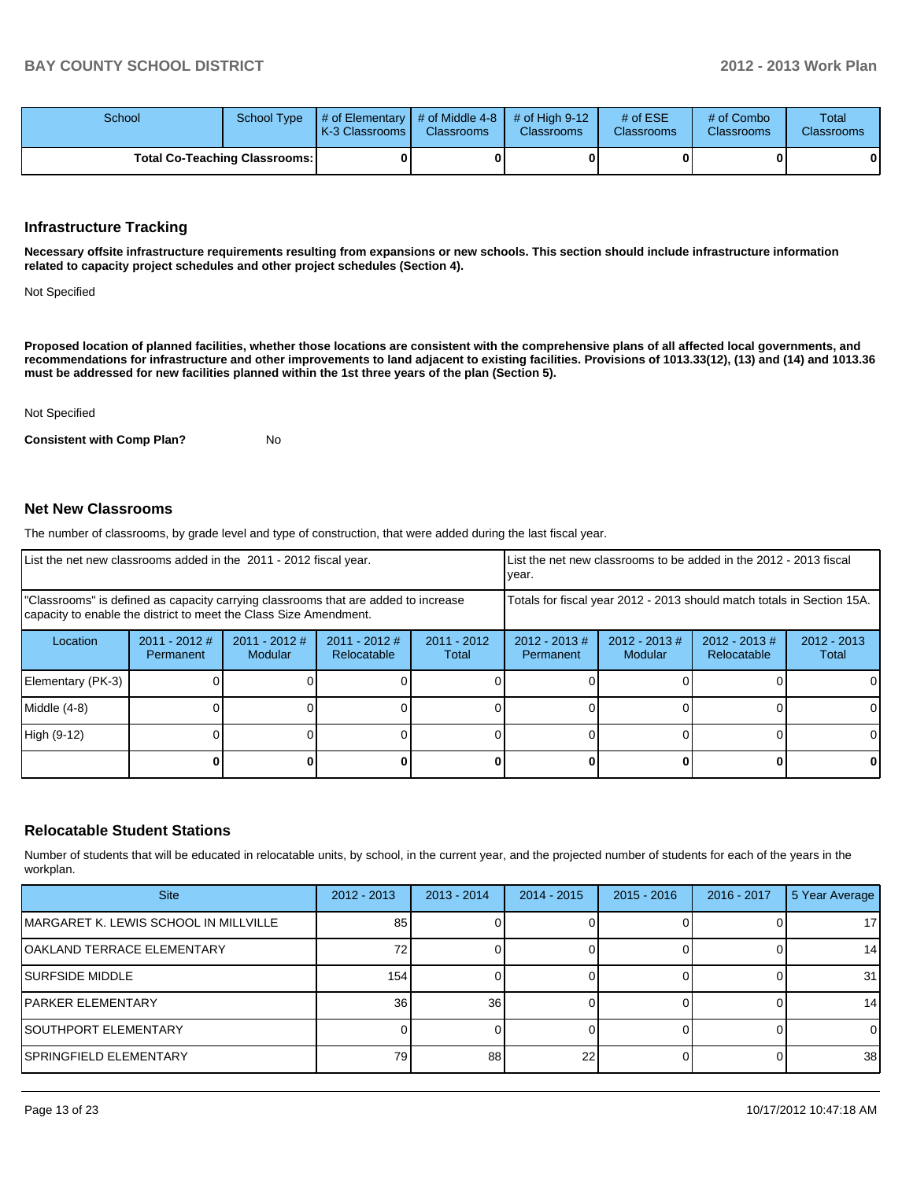| School | School Type | # of Elementary K-3 Classrooms | # of Middle 4-8 Classrooms | # of High 9-12 Classrooms | # of ESE Classrooms | # of Combo Classrooms | Total Classrooms |
|---|---|---|---|---|---|---|---|
| **Total Co-Teaching Classrooms:** | | **0** | **0** | **0** | **0** | **0** | **0** |

## Infrastructure Tracking

**Necessary offsite infrastructure requirements resulting from expansions or new schools. This section should include infrastructure information related to capacity project schedules and other project schedules (Section 4).**

Not Specified

**Proposed location of planned facilities, whether those locations are consistent with the comprehensive plans of all affected local governments, and recommendations for infrastructure and other improvements to land adjacent to existing facilities. Provisions of 1013.33(12), (13) and (14) and 1013.36 must be addressed for new facilities planned within the 1st three years of the plan (Section 5).**

Not Specified

**Consistent with Comp Plan?** No

## Net New Classrooms

The number of classrooms, by grade level and type of construction, that were added during the last fiscal year.

| List the net new classrooms added in the 2011 - 2012 fiscal year. | | | | | List the net new classrooms to be added in the 2012 - 2013 fiscal year. | | | |
|---|---|---|---|---|---|---|---|---|
| "Classrooms" is defined as capacity carrying classrooms that are added to increase capacity to enable the district to meet the Class Size Amendment. | | | | | Totals for fiscal year 2012 - 2013 should match totals in Section 15A. | | | |
| Location | 2011 - 2012 # Permanent | 2011 - 2012 # Modular | 2011 - 2012 # Relocatable | 2011 - 2012 Total | 2012 - 2013 # Permanent | 2012 - 2013 # Modular | 2012 - 2013 # Relocatable | 2012 - 2013 Total |
| Elementary (PK-3) | 0 | 0 | 0 | 0 | 0 | 0 | 0 | 0 |
| Middle (4-8) | 0 | 0 | 0 | 0 | 0 | 0 | 0 | 0 |
| High (9-12) | 0 | 0 | 0 | 0 | 0 | 0 | 0 | 0 |
| | **0** | **0** | **0** | **0** | **0** | **0** | **0** | **0** |

## Relocatable Student Stations

Number of students that will be educated in relocatable units, by school, in the current year, and the projected number of students for each of the years in the workplan.

| Site | 2012 - 2013 | 2013 - 2014 | 2014 - 2015 | 2015 - 2016 | 2016 - 2017 | 5 Year Average |
|---|---|---|---|---|---|---|
| MARGARET K. LEWIS SCHOOL IN MILLVILLE | 85 | 0 | 0 | 0 | 0 | 17 |
| OAKLAND TERRACE ELEMENTARY | 72 | 0 | 0 | 0 | 0 | 14 |
| SURFSIDE MIDDLE | 154 | 0 | 0 | 0 | 0 | 31 |
| PARKER ELEMENTARY | 36 | 36 | 0 | 0 | 0 | 14 |
| SOUTHPORT ELEMENTARY | 0 | 0 | 0 | 0 | 0 | 0 |
| SPRINGFIELD ELEMENTARY | 79 | 88 | 22 | 0 | 0 | 38 |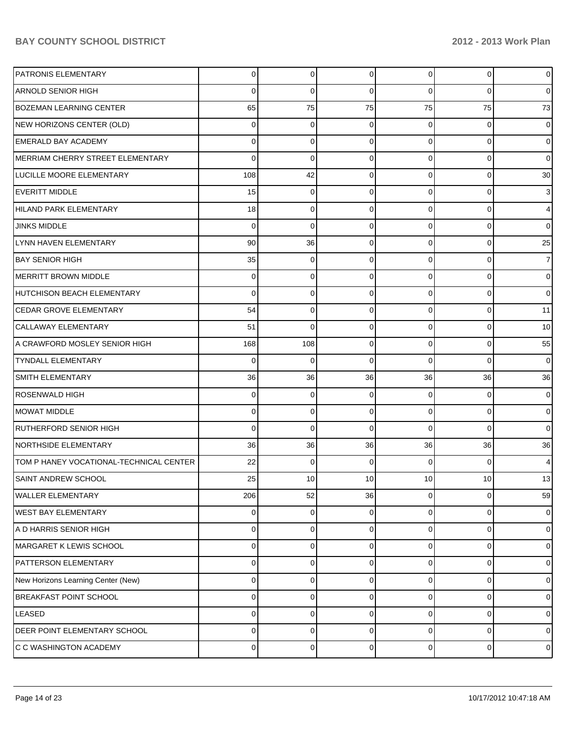| | | | | | | |
|---|---|---|---|---|---|---|
| PATRONIS ELEMENTARY | 0 | 0 | 0 | 0 | 0 | 0 |
| ARNOLD SENIOR HIGH | 0 | 0 | 0 | 0 | 0 | 0 |
| BOZEMAN LEARNING CENTER | 65 | 75 | 75 | 75 | 75 | 73 |
| NEW HORIZONS CENTER (OLD) | 0 | 0 | 0 | 0 | 0 | 0 |
| EMERALD BAY ACADEMY | 0 | 0 | 0 | 0 | 0 | 0 |
| MERRIAM CHERRY STREET ELEMENTARY | 0 | 0 | 0 | 0 | 0 | 0 |
| LUCILLE MOORE ELEMENTARY | 108 | 42 | 0 | 0 | 0 | 30 |
| EVERITT MIDDLE | 15 | 0 | 0 | 0 | 0 | 3 |
| HILAND PARK ELEMENTARY | 18 | 0 | 0 | 0 | 0 | 4 |
| JINKS MIDDLE | 0 | 0 | 0 | 0 | 0 | 0 |
| LYNN HAVEN ELEMENTARY | 90 | 36 | 0 | 0 | 0 | 25 |
| BAY SENIOR HIGH | 35 | 0 | 0 | 0 | 0 | 7 |
| MERRITT BROWN MIDDLE | 0 | 0 | 0 | 0 | 0 | 0 |
| HUTCHISON BEACH ELEMENTARY | 0 | 0 | 0 | 0 | 0 | 0 |
| CEDAR GROVE ELEMENTARY | 54 | 0 | 0 | 0 | 0 | 11 |
| CALLAWAY ELEMENTARY | 51 | 0 | 0 | 0 | 0 | 10 |
| A CRAWFORD MOSLEY SENIOR HIGH | 168 | 108 | 0 | 0 | 0 | 55 |
| TYNDALL ELEMENTARY | 0 | 0 | 0 | 0 | 0 | 0 |
| SMITH ELEMENTARY | 36 | 36 | 36 | 36 | 36 | 36 |
| ROSENWALD HIGH | 0 | 0 | 0 | 0 | 0 | 0 |
| MOWAT MIDDLE | 0 | 0 | 0 | 0 | 0 | 0 |
| RUTHERFORD SENIOR HIGH | 0 | 0 | 0 | 0 | 0 | 0 |
| NORTHSIDE ELEMENTARY | 36 | 36 | 36 | 36 | 36 | 36 |
| TOM P HANEY VOCATIONAL-TECHNICAL CENTER | 22 | 0 | 0 | 0 | 0 | 4 |
| SAINT ANDREW SCHOOL | 25 | 10 | 10 | 10 | 10 | 13 |
| WALLER ELEMENTARY | 206 | 52 | 36 | 0 | 0 | 59 |
| WEST BAY ELEMENTARY | 0 | 0 | 0 | 0 | 0 | 0 |
| A D HARRIS SENIOR HIGH | 0 | 0 | 0 | 0 | 0 | 0 |
| MARGARET K LEWIS SCHOOL | 0 | 0 | 0 | 0 | 0 | 0 |
| PATTERSON ELEMENTARY | 0 | 0 | 0 | 0 | 0 | 0 |
| New Horizons Learning Center (New) | 0 | 0 | 0 | 0 | 0 | 0 |
| BREAKFAST POINT SCHOOL | 0 | 0 | 0 | 0 | 0 | 0 |
| LEASED | 0 | 0 | 0 | 0 | 0 | 0 |
| DEER POINT ELEMENTARY SCHOOL | 0 | 0 | 0 | 0 | 0 | 0 |
| C C WASHINGTON ACADEMY | 0 | 0 | 0 | 0 | 0 | 0 |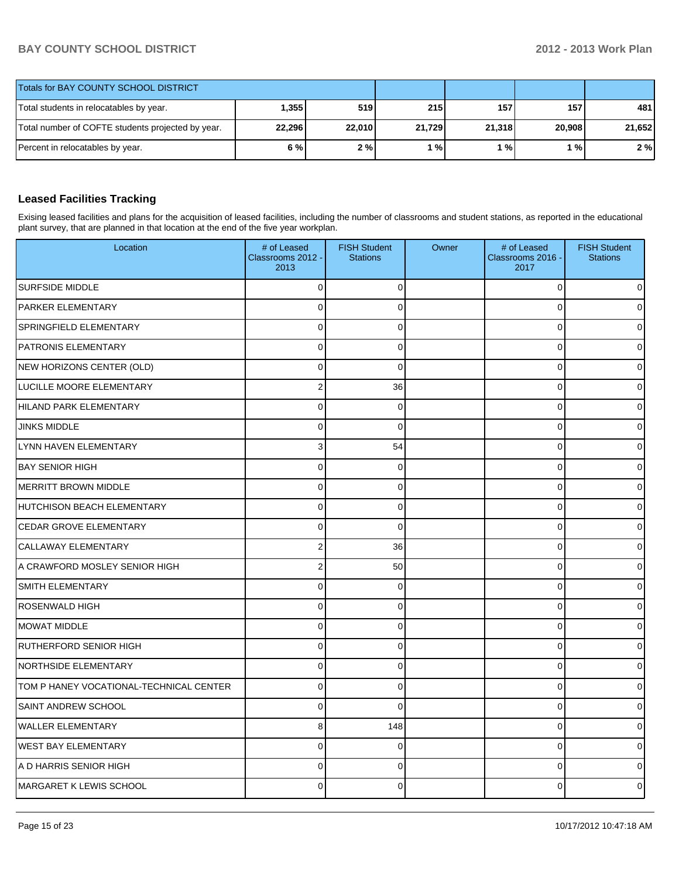| Totals for BAY COUNTY SCHOOL DISTRICT | | | | | | |
|---|---|---|---|---|---|---|
| Total students in relocatables by year. | 1,355 | 519 | 215 | 157 | 157 | 481 |
| Total number of COFTE students projected by year. | 22,296 | 22,010 | 21,729 | 21,318 | 20,908 | 21,652 |
| Percent in relocatables by year. | 6 % | 2 % | 1 % | 1 % | 1 % | 2 % |

## Leased Facilities Tracking

Exising leased facilities and plans for the acquisition of leased facilities, including the number of classrooms and student stations, as reported in the educational plant survey, that are planned in that location at the end of the five year workplan.

| Location | # of Leased Classrooms 2012 - 2013 | FISH Student Stations | Owner | # of Leased Classrooms 2016 - 2017 | FISH Student Stations |
|---|---|---|---|---|---|
| SURFSIDE MIDDLE | 0 | 0 | | 0 | 0 |
| PARKER ELEMENTARY | 0 | 0 | | 0 | 0 |
| SPRINGFIELD ELEMENTARY | 0 | 0 | | 0 | 0 |
| PATRONIS ELEMENTARY | 0 | 0 | | 0 | 0 |
| NEW HORIZONS CENTER (OLD) | 0 | 0 | | 0 | 0 |
| LUCILLE MOORE ELEMENTARY | 2 | 36 | | 0 | 0 |
| HILAND PARK ELEMENTARY | 0 | 0 | | 0 | 0 |
| JINKS MIDDLE | 0 | 0 | | 0 | 0 |
| LYNN HAVEN ELEMENTARY | 3 | 54 | | 0 | 0 |
| BAY SENIOR HIGH | 0 | 0 | | 0 | 0 |
| MERRITT BROWN MIDDLE | 0 | 0 | | 0 | 0 |
| HUTCHISON BEACH ELEMENTARY | 0 | 0 | | 0 | 0 |
| CEDAR GROVE ELEMENTARY | 0 | 0 | | 0 | 0 |
| CALLAWAY ELEMENTARY | 2 | 36 | | 0 | 0 |
| A CRAWFORD MOSLEY SENIOR HIGH | 2 | 50 | | 0 | 0 |
| SMITH ELEMENTARY | 0 | 0 | | 0 | 0 |
| ROSENWALD HIGH | 0 | 0 | | 0 | 0 |
| MOWAT MIDDLE | 0 | 0 | | 0 | 0 |
| RUTHERFORD SENIOR HIGH | 0 | 0 | | 0 | 0 |
| NORTHSIDE ELEMENTARY | 0 | 0 | | 0 | 0 |
| TOM P HANEY VOCATIONAL-TECHNICAL CENTER | 0 | 0 | | 0 | 0 |
| SAINT ANDREW SCHOOL | 0 | 0 | | 0 | 0 |
| WALLER ELEMENTARY | 8 | 148 | | 0 | 0 |
| WEST BAY ELEMENTARY | 0 | 0 | | 0 | 0 |
| A D HARRIS SENIOR HIGH | 0 | 0 | | 0 | 0 |
| MARGARET K LEWIS SCHOOL | 0 | 0 | | 0 | 0 |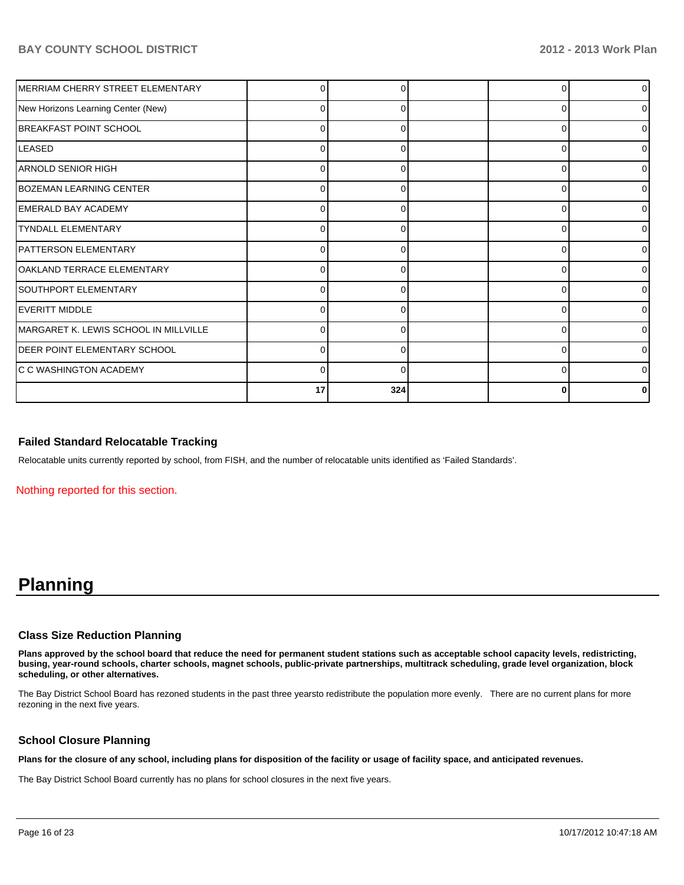| | | | | | |
|---|---|---|---|---|---|
| MERRIAM CHERRY STREET ELEMENTARY | 0 | 0 | | 0 | 0 |
| New Horizons Learning Center (New) | 0 | 0 | | 0 | 0 |
| BREAKFAST POINT SCHOOL | 0 | 0 | | 0 | 0 |
| LEASED | 0 | 0 | | 0 | 0 |
| ARNOLD SENIOR HIGH | 0 | 0 | | 0 | 0 |
| BOZEMAN LEARNING CENTER | 0 | 0 | | 0 | 0 |
| EMERALD BAY ACADEMY | 0 | 0 | | 0 | 0 |
| TYNDALL ELEMENTARY | 0 | 0 | | 0 | 0 |
| PATTERSON ELEMENTARY | 0 | 0 | | 0 | 0 |
| OAKLAND TERRACE ELEMENTARY | 0 | 0 | | 0 | 0 |
| SOUTHPORT ELEMENTARY | 0 | 0 | | 0 | 0 |
| EVERITT MIDDLE | 0 | 0 | | 0 | 0 |
| MARGARET K. LEWIS SCHOOL IN MILLVILLE | 0 | 0 | | 0 | 0 |
| DEER POINT ELEMENTARY SCHOOL | 0 | 0 | | 0 | 0 |
| C C WASHINGTON ACADEMY | 0 | 0 | | 0 | 0 |
| | **17** | **324** | | **0** | **0** |

### Failed Standard Relocatable Tracking

Relocatable units currently reported by school, from FISH, and the number of relocatable units identified as 'Failed Standards'.

Nothing reported for this section.

# Planning

### Class Size Reduction Planning

**Plans approved by the school board that reduce the need for permanent student stations such as acceptable school capacity levels, redistricting, busing, year-round schools, charter schools, magnet schools, public-private partnerships, multitrack scheduling, grade level organization, block scheduling, or other alternatives.**

The Bay District School Board has rezoned students in the past three yearsto redistribute the population more evenly.   There are no current plans for more rezoning in the next five years.

### School Closure Planning

**Plans for the closure of any school, including plans for disposition of the facility or usage of facility space, and anticipated revenues.**

The Bay District School Board currently has no plans for school closures in the next five years.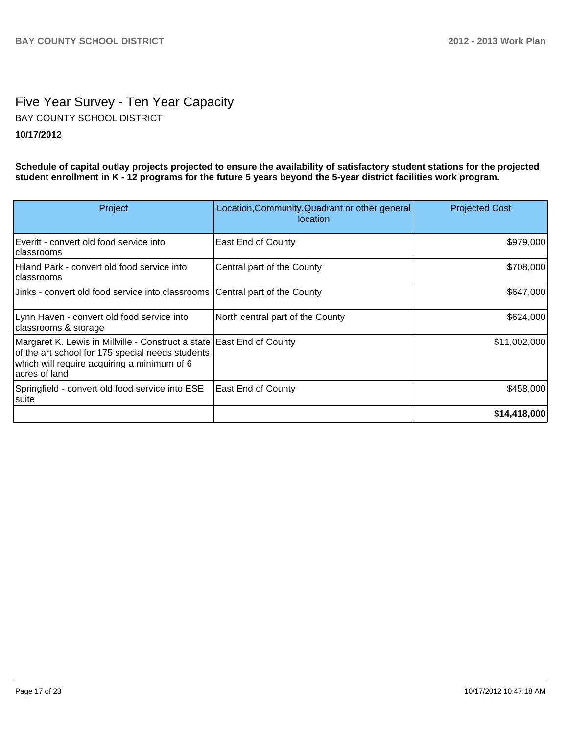# Five Year Survey - Ten Year Capacity

BAY COUNTY SCHOOL DISTRICT

**10/17/2012**

**Schedule of capital outlay projects projected to ensure the availability of satisfactory student stations for the projected student enrollment in K - 12 programs for the future 5 years beyond the 5-year district facilities work program.**

| Project | Location,Community,Quadrant or other general location | Projected Cost |
|---|---|---:|
| Everitt - convert old food service into classrooms | East End of County | $979,000 |
| Hiland Park - convert old food service into classrooms | Central part of the County | $708,000 |
| Jinks - convert old food service into classrooms | Central part of the County | $647,000 |
| Lynn Haven - convert old food service into classrooms & storage | North central part of the County | $624,000 |
| Margaret K. Lewis in Millville - Construct a state of the art school for 175 special needs students which will require acquiring a minimum of 6 acres of land | East End of County | $11,002,000 |
| Springfield - convert old food service into ESE suite | East End of County | $458,000 |
| | | **$14,418,000** |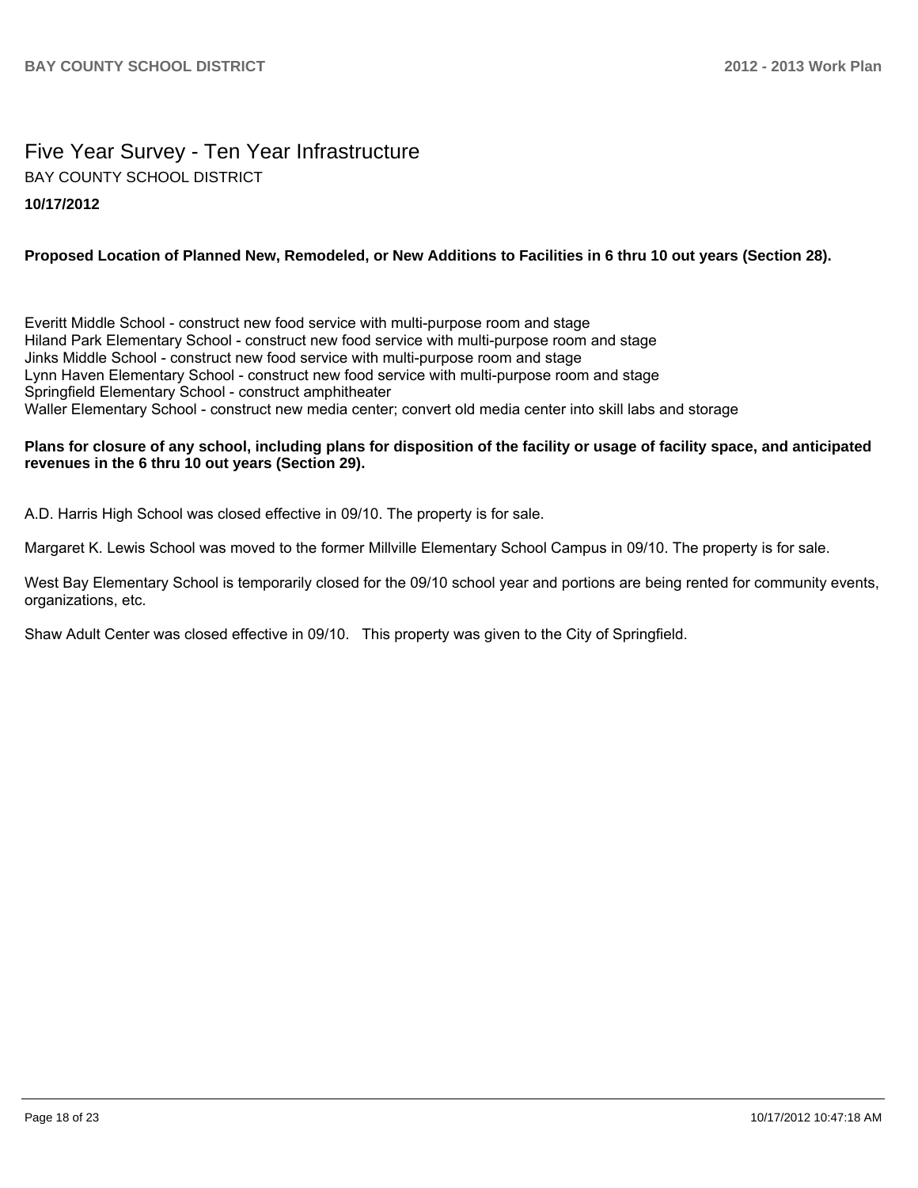# Five Year Survey - Ten Year Infrastructure

BAY COUNTY SCHOOL DISTRICT

**10/17/2012**

**Proposed Location of Planned New, Remodeled, or New Additions to Facilities in 6 thru 10 out years (Section 28).**

Everitt Middle School - construct new food service with multi-purpose room and stage
Hiland Park Elementary School - construct new food service with multi-purpose room and stage
Jinks Middle School - construct new food service with multi-purpose room and stage
Lynn Haven Elementary School - construct new food service with multi-purpose room and stage
Springfield Elementary School - construct amphitheater
Waller Elementary School - construct new media center; convert old media center into skill labs and storage

**Plans for closure of any school, including plans for disposition of the facility or usage of facility space, and anticipated revenues in the 6 thru 10 out years (Section 29).**

A.D. Harris High School was closed effective in 09/10. The property is for sale.

Margaret K. Lewis School was moved to the former Millville Elementary School Campus in 09/10. The property is for sale.

West Bay Elementary School is temporarily closed for the 09/10 school year and portions are being rented for community events, organizations, etc.

Shaw Adult Center was closed effective in 09/10. This property was given to the City of Springfield.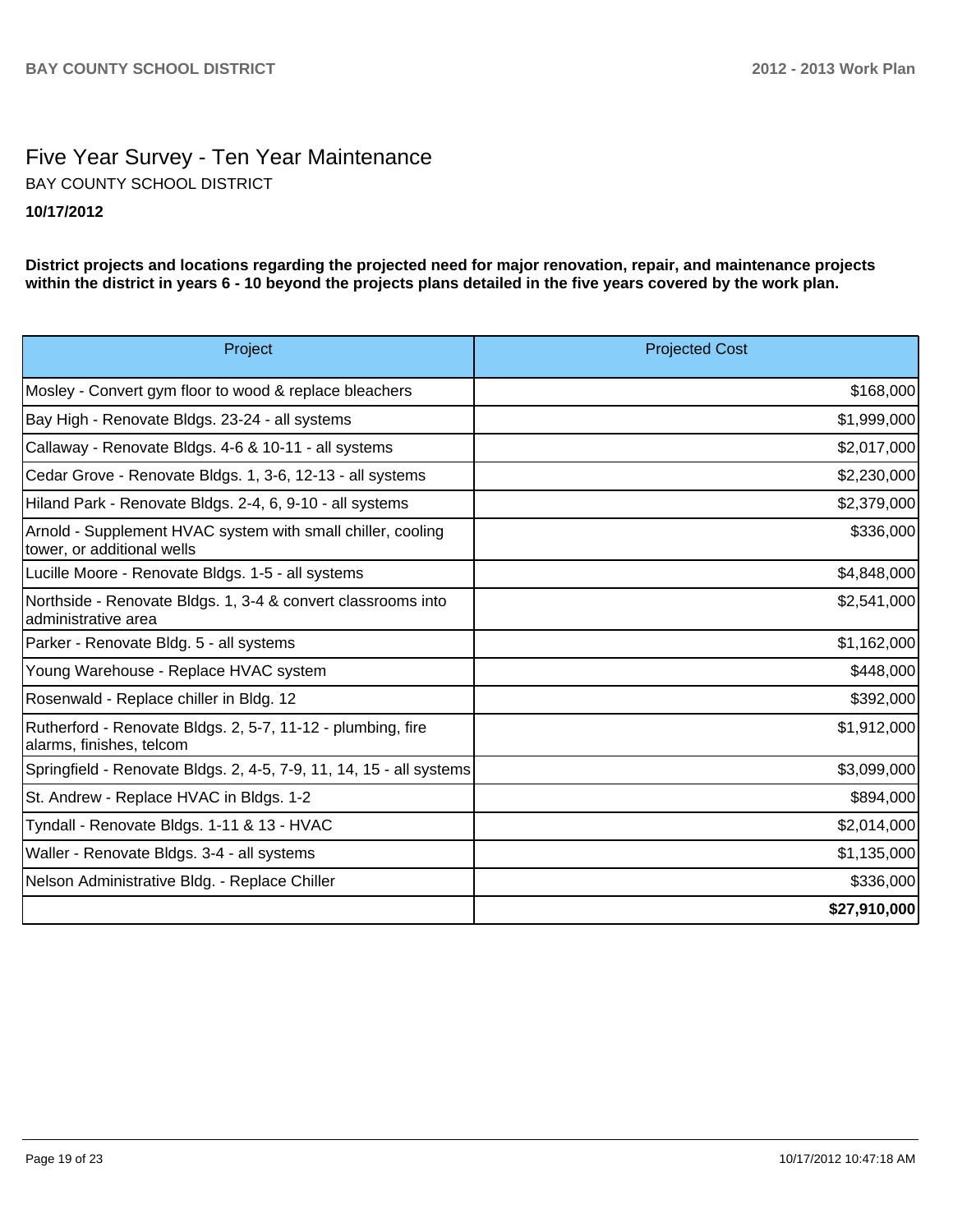# Five Year Survey - Ten Year Maintenance

BAY COUNTY SCHOOL DISTRICT

**10/17/2012**

**District projects and locations regarding the projected need for major renovation, repair, and maintenance projects within the district in years 6 - 10 beyond the projects plans detailed in the five years covered by the work plan.**

| Project | Projected Cost |
|---|---|
| Mosley - Convert gym floor to wood & replace bleachers | $168,000 |
| Bay High - Renovate Bldgs. 23-24 - all systems | $1,999,000 |
| Callaway - Renovate Bldgs. 4-6 & 10-11 - all systems | $2,017,000 |
| Cedar Grove - Renovate Bldgs. 1, 3-6, 12-13 - all systems | $2,230,000 |
| Hiland Park - Renovate Bldgs. 2-4, 6, 9-10 - all systems | $2,379,000 |
| Arnold - Supplement HVAC system with small chiller, cooling tower, or additional wells | $336,000 |
| Lucille Moore - Renovate Bldgs. 1-5 - all systems | $4,848,000 |
| Northside - Renovate Bldgs. 1, 3-4 & convert classrooms into administrative area | $2,541,000 |
| Parker - Renovate Bldg. 5 - all systems | $1,162,000 |
| Young Warehouse - Replace HVAC system | $448,000 |
| Rosenwald - Replace chiller in Bldg. 12 | $392,000 |
| Rutherford - Renovate Bldgs. 2, 5-7, 11-12 - plumbing, fire alarms, finishes, telcom | $1,912,000 |
| Springfield - Renovate Bldgs. 2, 4-5, 7-9, 11, 14, 15 - all systems | $3,099,000 |
| St. Andrew - Replace HVAC in Bldgs. 1-2 | $894,000 |
| Tyndall - Renovate Bldgs. 1-11 & 13 - HVAC | $2,014,000 |
| Waller - Renovate Bldgs. 3-4 - all systems | $1,135,000 |
| Nelson Administrative Bldg. - Replace Chiller | $336,000 |
| | **$27,910,000** |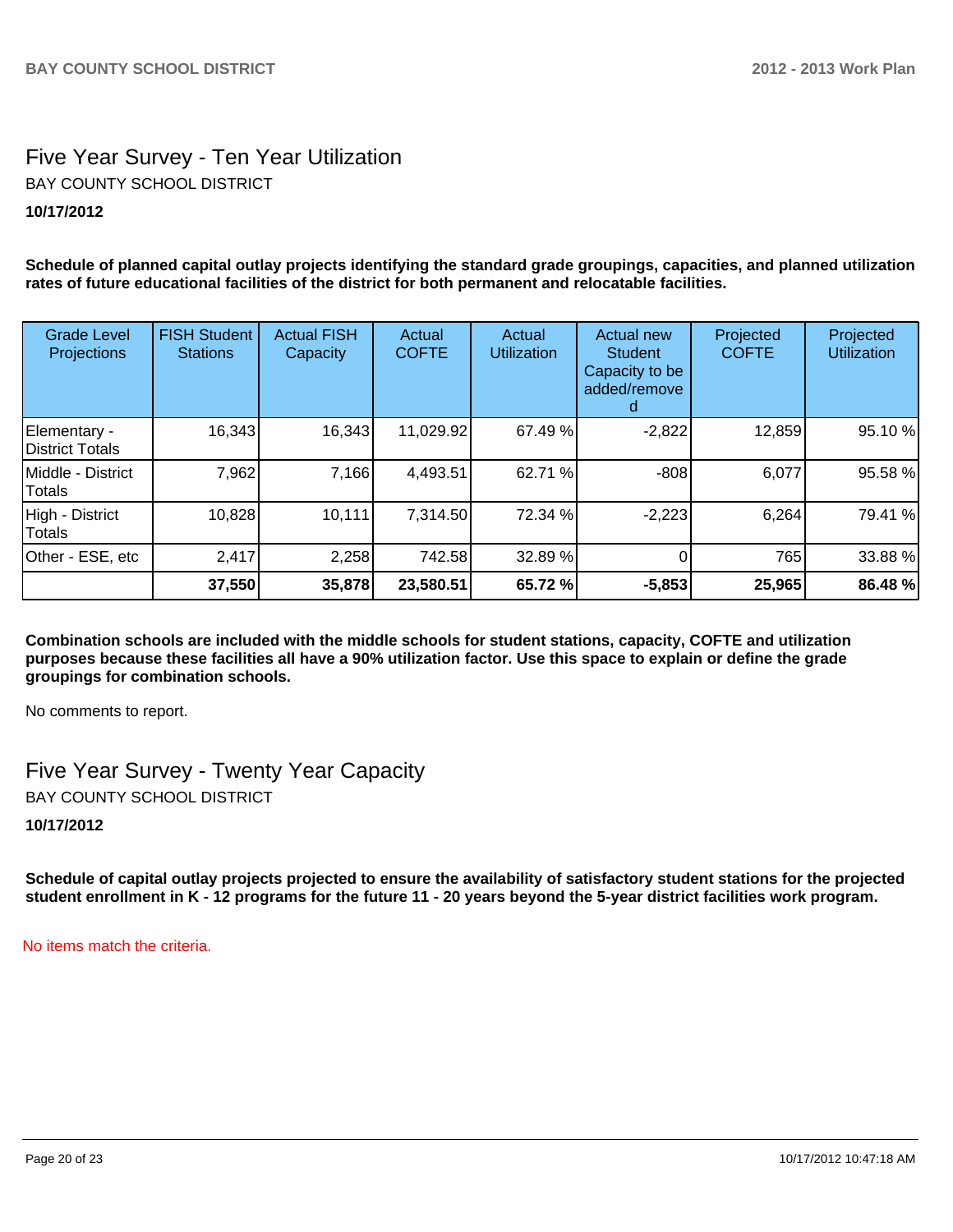## Five Year Survey - Ten Year Utilization

BAY COUNTY SCHOOL DISTRICT

**10/17/2012**

**Schedule of planned capital outlay projects identifying the standard grade groupings, capacities, and planned utilization rates of future educational facilities of the district for both permanent and relocatable facilities.**

| Grade Level Projections | FISH Student Stations | Actual FISH Capacity | Actual COFTE | Actual Utilization | Actual new Student Capacity to be added/removed | Projected COFTE | Projected Utilization |
|---|---|---|---|---|---|---|---|
| Elementary - District Totals | 16,343 | 16,343 | 11,029.92 | 67.49 % | -2,822 | 12,859 | 95.10 % |
| Middle - District Totals | 7,962 | 7,166 | 4,493.51 | 62.71 % | -808 | 6,077 | 95.58 % |
| High - District Totals | 10,828 | 10,111 | 7,314.50 | 72.34 % | -2,223 | 6,264 | 79.41 % |
| Other - ESE, etc | 2,417 | 2,258 | 742.58 | 32.89 % | 0 | 765 | 33.88 % |
| | **37,550** | **35,878** | **23,580.51** | **65.72 %** | **-5,853** | **25,965** | **86.48 %** |

**Combination schools are included with the middle schools for student stations, capacity, COFTE and utilization purposes because these facilities all have a 90% utilization factor. Use this space to explain or define the grade groupings for combination schools.**

No comments to report.

## Five Year Survey - Twenty Year Capacity

BAY COUNTY SCHOOL DISTRICT

**10/17/2012**

**Schedule of capital outlay projects projected to ensure the availability of satisfactory student stations for the projected student enrollment in K - 12 programs for the future 11 - 20 years beyond the 5-year district facilities work program.**

No items match the criteria.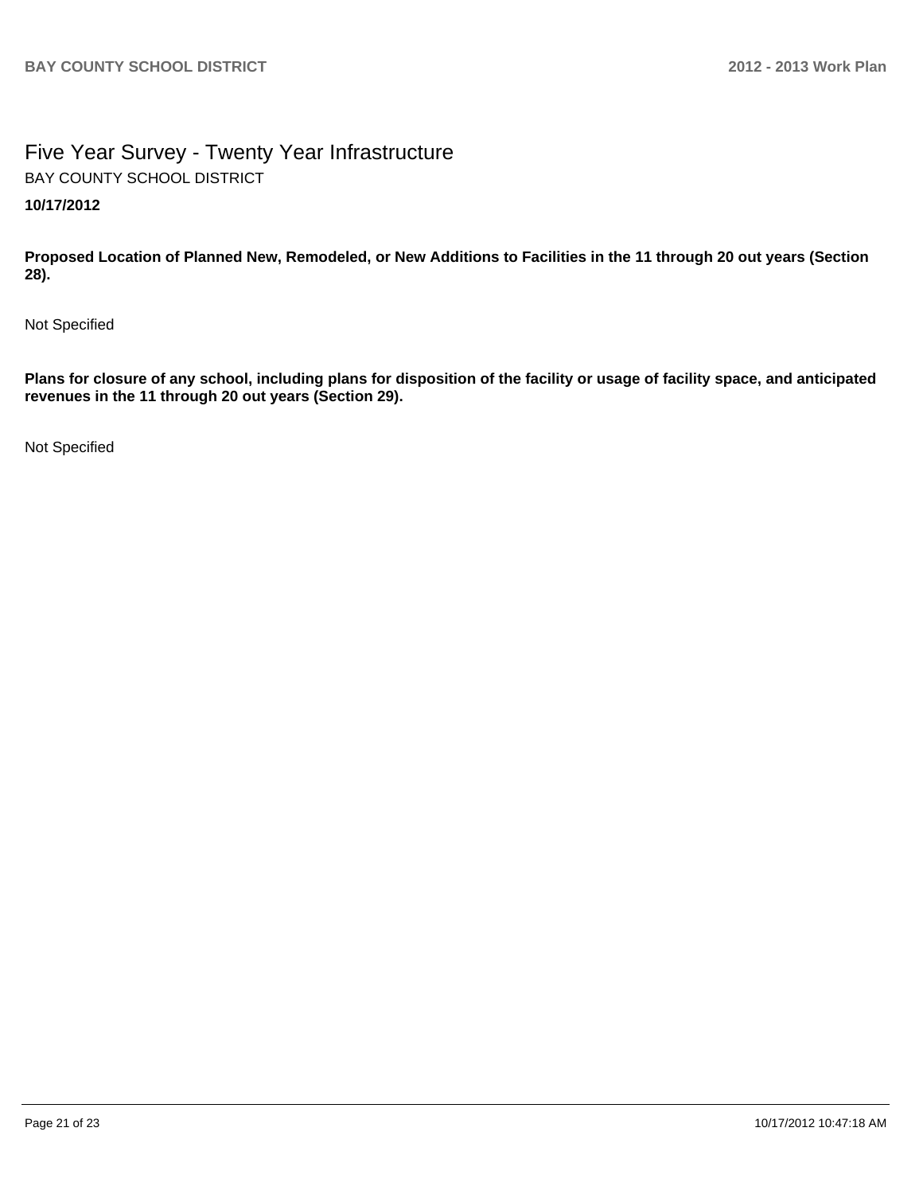# Five Year Survey - Twenty Year Infrastructure

BAY COUNTY SCHOOL DISTRICT

**10/17/2012**

**Proposed Location of Planned New, Remodeled, or New Additions to Facilities in the 11 through 20 out years (Section 28).**

Not Specified

**Plans for closure of any school, including plans for disposition of the facility or usage of facility space, and anticipated revenues in the 11 through 20 out years (Section 29).**

Not Specified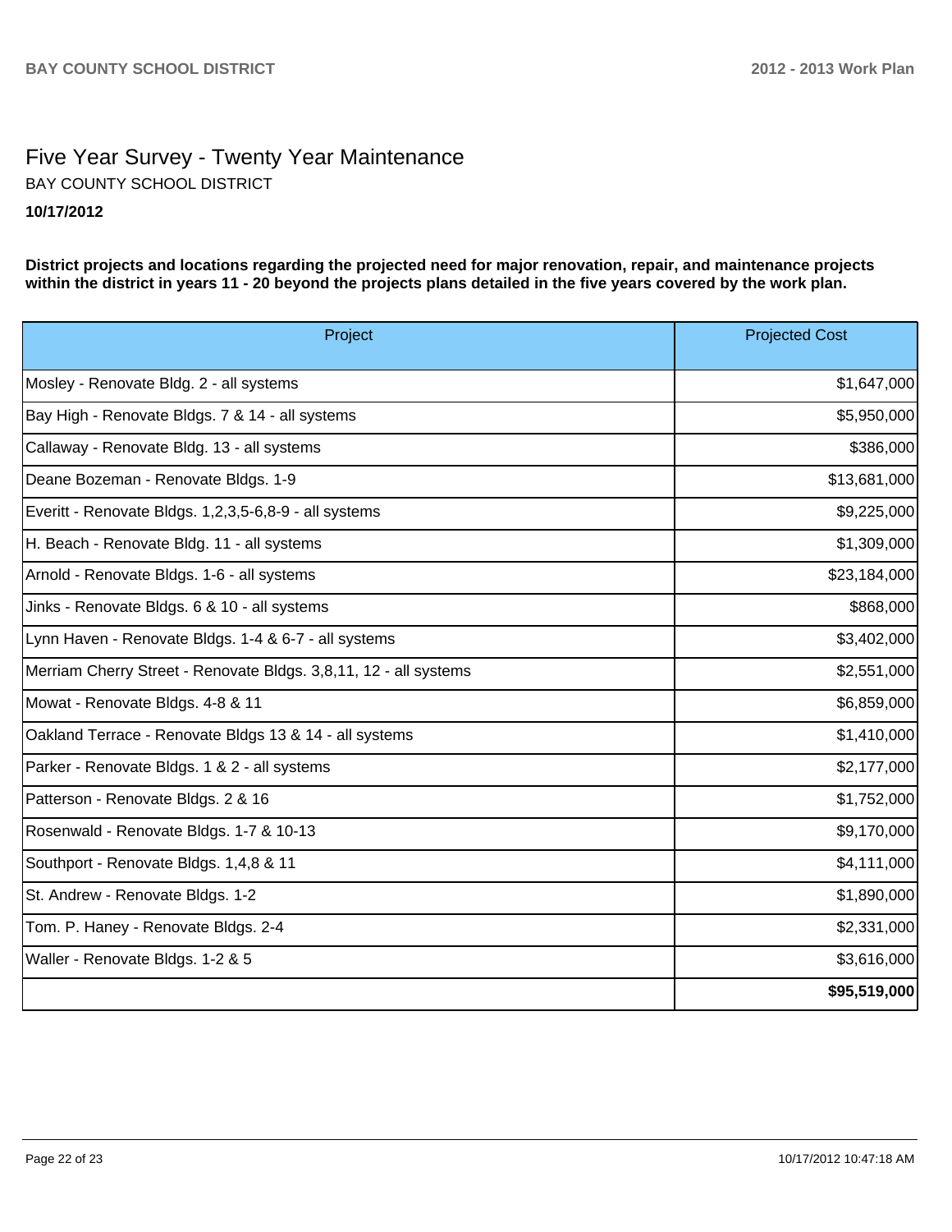# Five Year Survey - Twenty Year Maintenance

BAY COUNTY SCHOOL DISTRICT

**10/17/2012**

**District projects and locations regarding the projected need for major renovation, repair, and maintenance projects within the district in years 11 - 20 beyond the projects plans detailed in the five years covered by the work plan.**

| Project | Projected Cost |
|---|---|
| Mosley - Renovate Bldg. 2 - all systems | $1,647,000 |
| Bay High - Renovate Bldgs. 7 & 14 - all systems | $5,950,000 |
| Callaway - Renovate Bldg. 13 - all systems | $386,000 |
| Deane Bozeman - Renovate Bldgs. 1-9 | $13,681,000 |
| Everitt - Renovate Bldgs. 1,2,3,5-6,8-9 - all systems | $9,225,000 |
| H. Beach - Renovate Bldg. 11 - all systems | $1,309,000 |
| Arnold - Renovate Bldgs. 1-6 - all systems | $23,184,000 |
| Jinks - Renovate Bldgs. 6 & 10 - all systems | $868,000 |
| Lynn Haven - Renovate Bldgs. 1-4 & 6-7 - all systems | $3,402,000 |
| Merriam Cherry Street - Renovate Bldgs. 3,8,11, 12 - all systems | $2,551,000 |
| Mowat - Renovate Bldgs. 4-8 & 11 | $6,859,000 |
| Oakland Terrace - Renovate Bldgs 13 & 14 - all systems | $1,410,000 |
| Parker - Renovate Bldgs. 1 & 2 - all systems | $2,177,000 |
| Patterson - Renovate Bldgs. 2 & 16 | $1,752,000 |
| Rosenwald - Renovate Bldgs. 1-7 & 10-13 | $9,170,000 |
| Southport - Renovate Bldgs. 1,4,8 & 11 | $4,111,000 |
| St. Andrew - Renovate Bldgs. 1-2 | $1,890,000 |
| Tom. P. Haney - Renovate Bldgs. 2-4 | $2,331,000 |
| Waller - Renovate Bldgs. 1-2 & 5 | $3,616,000 |
| | **$95,519,000** |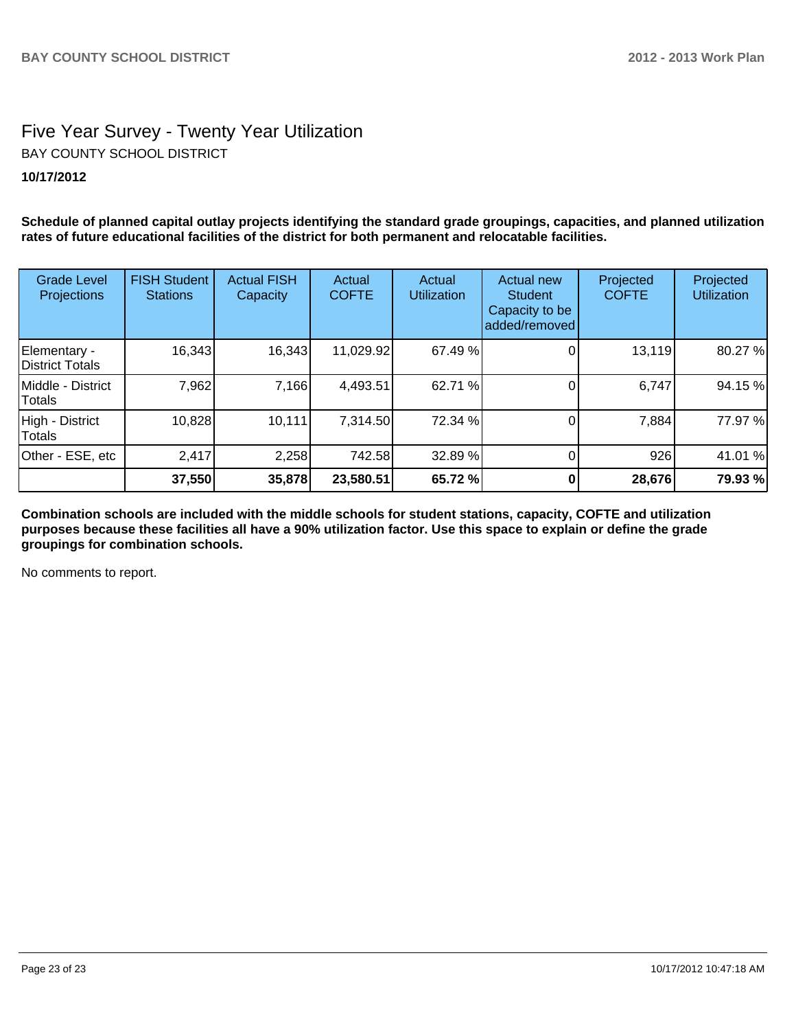# Five Year Survey - Twenty Year Utilization

BAY COUNTY SCHOOL DISTRICT

**10/17/2012**

**Schedule of planned capital outlay projects identifying the standard grade groupings, capacities, and planned utilization rates of future educational facilities of the district for both permanent and relocatable facilities.**

| Grade Level Projections | FISH Student Stations | Actual FISH Capacity | Actual COFTE | Actual Utilization | Actual new Student Capacity to be added/removed | Projected COFTE | Projected Utilization |
|---|---|---|---|---|---|---|---|
| Elementary - District Totals | 16,343 | 16,343 | 11,029.92 | 67.49 % | 0 | 13,119 | 80.27 % |
| Middle - District Totals | 7,962 | 7,166 | 4,493.51 | 62.71 % | 0 | 6,747 | 94.15 % |
| High - District Totals | 10,828 | 10,111 | 7,314.50 | 72.34 % | 0 | 7,884 | 77.97 % |
| Other - ESE, etc | 2,417 | 2,258 | 742.58 | 32.89 % | 0 | 926 | 41.01 % |
| | **37,550** | **35,878** | **23,580.51** | **65.72 %** | **0** | **28,676** | **79.93 %** |

**Combination schools are included with the middle schools for student stations, capacity, COFTE and utilization purposes because these facilities all have a 90% utilization factor. Use this space to explain or define the grade groupings for combination schools.**

No comments to report.